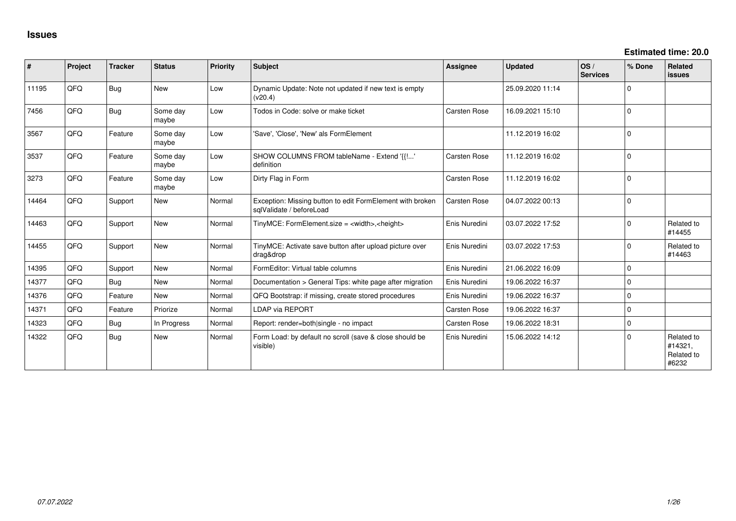# Issues

**Estimated time: 20.0**

| # | Project | Tracker | Status | Priority | Subject | Assignee | Updated | OS / Services | % Done | Related issues |
|---|---|---|---|---|---|---|---|---|---|---|
| 11195 | QFQ | Bug | New | Low | Dynamic Update: Note not updated if new text is empty (v20.4) | | 25.09.2020 11:14 | | 0 | |
| 7456 | QFQ | Bug | Some day maybe | Low | Todos in Code: solve or make ticket | Carsten Rose | 16.09.2021 15:10 | | 0 | |
| 3567 | QFQ | Feature | Some day maybe | Low | 'Save', 'Close', 'New' als FormElement | | 11.12.2019 16:02 | | 0 | |
| 3537 | QFQ | Feature | Some day maybe | Low | SHOW COLUMNS FROM tableName - Extend '{{!...' definition | Carsten Rose | 11.12.2019 16:02 | | 0 | |
| 3273 | QFQ | Feature | Some day maybe | Low | Dirty Flag in Form | Carsten Rose | 11.12.2019 16:02 | | 0 | |
| 14464 | QFQ | Support | New | Normal | Exception: Missing button to edit FormElement with broken sqlValidate / beforeLoad | Carsten Rose | 04.07.2022 00:13 | | 0 | |
| 14463 | QFQ | Support | New | Normal | TinyMCE: FormElement.size = <width>,<height> | Enis Nuredini | 03.07.2022 17:52 | | 0 | Related to #14455 |
| 14455 | QFQ | Support | New | Normal | TinyMCE: Activate save button after upload picture over drag&drop | Enis Nuredini | 03.07.2022 17:53 | | 0 | Related to #14463 |
| 14395 | QFQ | Support | New | Normal | FormEditor: Virtual table columns | Enis Nuredini | 21.06.2022 16:09 | | 0 | |
| 14377 | QFQ | Bug | New | Normal | Documentation > General Tips: white page after migration | Enis Nuredini | 19.06.2022 16:37 | | 0 | |
| 14376 | QFQ | Feature | New | Normal | QFQ Bootstrap: if missing, create stored procedures | Enis Nuredini | 19.06.2022 16:37 | | 0 | |
| 14371 | QFQ | Feature | Priorize | Normal | LDAP via REPORT | Carsten Rose | 19.06.2022 16:37 | | 0 | |
| 14323 | QFQ | Bug | In Progress | Normal | Report: render=both\|single - no impact | Carsten Rose | 19.06.2022 18:31 | | 0 | |
| 14322 | QFQ | Bug | New | Normal | Form Load: by default no scroll (save & close should be visible) | Enis Nuredini | 15.06.2022 14:12 | | 0 | Related to #14321, Related to #6232 |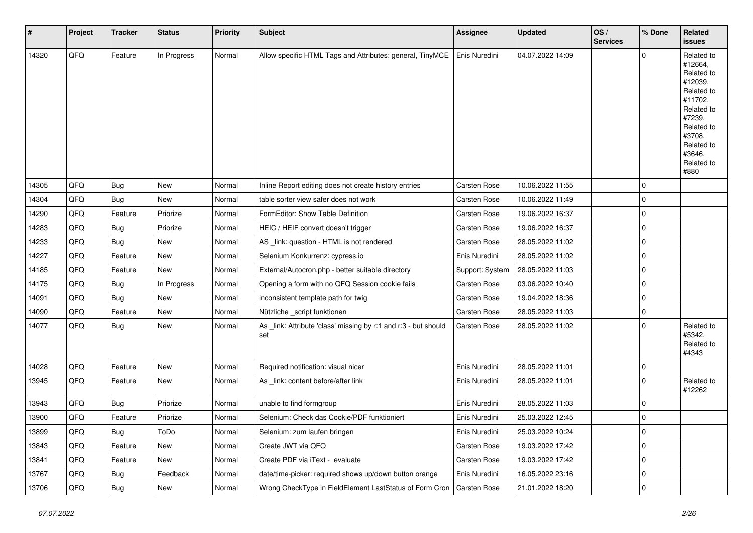| # | Project | Tracker | Status | Priority | Subject | Assignee | Updated | OS / Services | % Done | Related issues |
|---|---|---|---|---|---|---|---|---|---|---|
| 14320 | QFQ | Feature | In Progress | Normal | Allow specific HTML Tags and Attributes: general, TinyMCE | Enis Nuredini | 04.07.2022 14:09 | | 0 | Related to #12664, Related to #12039, Related to #11702, Related to #7239, Related to #3708, Related to #3646, Related to #880 |
| 14305 | QFQ | Bug | New | Normal | Inline Report editing does not create history entries | Carsten Rose | 10.06.2022 11:55 | | 0 | |
| 14304 | QFQ | Bug | New | Normal | table sorter view safer does not work | Carsten Rose | 10.06.2022 11:49 | | 0 | |
| 14290 | QFQ | Feature | Priorize | Normal | FormEditor: Show Table Definition | Carsten Rose | 19.06.2022 16:37 | | 0 | |
| 14283 | QFQ | Bug | Priorize | Normal | HEIC / HEIF convert doesn't trigger | Carsten Rose | 19.06.2022 16:37 | | 0 | |
| 14233 | QFQ | Bug | New | Normal | AS _link: question - HTML is not rendered | Carsten Rose | 28.05.2022 11:02 | | 0 | |
| 14227 | QFQ | Feature | New | Normal | Selenium Konkurrenz: cypress.io | Enis Nuredini | 28.05.2022 11:02 | | 0 | |
| 14185 | QFQ | Feature | New | Normal | External/Autocron.php - better suitable directory | Support: System | 28.05.2022 11:03 | | 0 | |
| 14175 | QFQ | Bug | In Progress | Normal | Opening a form with no QFQ Session cookie fails | Carsten Rose | 03.06.2022 10:40 | | 0 | |
| 14091 | QFQ | Bug | New | Normal | inconsistent template path for twig | Carsten Rose | 19.04.2022 18:36 | | 0 | |
| 14090 | QFQ | Feature | New | Normal | Nützliche _script funktionen | Carsten Rose | 28.05.2022 11:03 | | 0 | |
| 14077 | QFQ | Bug | New | Normal | As _link: Attribute 'class' missing by r:1 and r:3 - but should set | Carsten Rose | 28.05.2022 11:02 | | 0 | Related to #5342, Related to #4343 |
| 14028 | QFQ | Feature | New | Normal | Required notification: visual nicer | Enis Nuredini | 28.05.2022 11:01 | | 0 | |
| 13945 | QFQ | Feature | New | Normal | As _link: content before/after link | Enis Nuredini | 28.05.2022 11:01 | | 0 | Related to #12262 |
| 13943 | QFQ | Bug | Priorize | Normal | unable to find formgroup | Enis Nuredini | 28.05.2022 11:03 | | 0 | |
| 13900 | QFQ | Feature | Priorize | Normal | Selenium: Check das Cookie/PDF funktioniert | Enis Nuredini | 25.03.2022 12:45 | | 0 | |
| 13899 | QFQ | Bug | ToDo | Normal | Selenium: zum laufen bringen | Enis Nuredini | 25.03.2022 10:24 | | 0 | |
| 13843 | QFQ | Feature | New | Normal | Create JWT via QFQ | Carsten Rose | 19.03.2022 17:42 | | 0 | |
| 13841 | QFQ | Feature | New | Normal | Create PDF via iText - evaluate | Carsten Rose | 19.03.2022 17:42 | | 0 | |
| 13767 | QFQ | Bug | Feedback | Normal | date/time-picker: required shows up/down button orange | Enis Nuredini | 16.05.2022 23:16 | | 0 | |
| 13706 | QFQ | Bug | New | Normal | Wrong CheckType in FieldElement LastStatus of Form Cron | Carsten Rose | 21.01.2022 18:20 | | 0 | |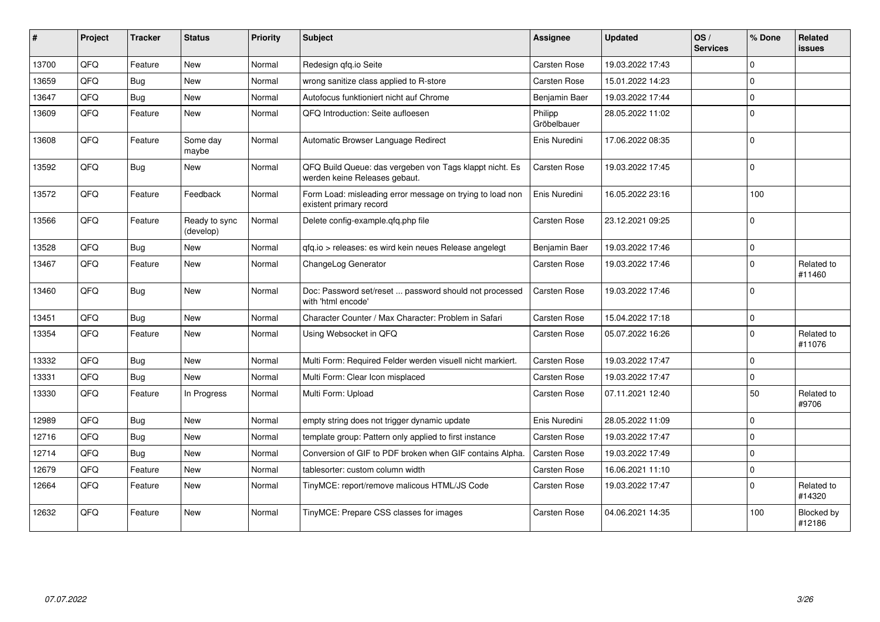| # | Project | Tracker | Status | Priority | Subject | Assignee | Updated | OS / Services | % Done | Related issues |
|---|---|---|---|---|---|---|---|---|---|---|
| 13700 | QFQ | Feature | New | Normal | Redesign qfq.io Seite | Carsten Rose | 19.03.2022 17:43 | | 0 | |
| 13659 | QFQ | Bug | New | Normal | wrong sanitize class applied to R-store | Carsten Rose | 15.01.2022 14:23 | | 0 | |
| 13647 | QFQ | Bug | New | Normal | Autofocus funktioniert nicht auf Chrome | Benjamin Baer | 19.03.2022 17:44 | | 0 | |
| 13609 | QFQ | Feature | New | Normal | QFQ Introduction: Seite aufloesen | Philipp Gröbelbauer | 28.05.2022 11:02 | | 0 | |
| 13608 | QFQ | Feature | Some day maybe | Normal | Automatic Browser Language Redirect | Enis Nuredini | 17.06.2022 08:35 | | 0 | |
| 13592 | QFQ | Bug | New | Normal | QFQ Build Queue: das vergeben von Tags klappt nicht. Es werden keine Releases gebaut. | Carsten Rose | 19.03.2022 17:45 | | 0 | |
| 13572 | QFQ | Feature | Feedback | Normal | Form Load: misleading error message on trying to load non existent primary record | Enis Nuredini | 16.05.2022 23:16 | | 100 | |
| 13566 | QFQ | Feature | Ready to sync (develop) | Normal | Delete config-example.qfq.php file | Carsten Rose | 23.12.2021 09:25 | | 0 | |
| 13528 | QFQ | Bug | New | Normal | qfq.io > releases: es wird kein neues Release angelegt | Benjamin Baer | 19.03.2022 17:46 | | 0 | |
| 13467 | QFQ | Feature | New | Normal | ChangeLog Generator | Carsten Rose | 19.03.2022 17:46 | | 0 | Related to #11460 |
| 13460 | QFQ | Bug | New | Normal | Doc: Password set/reset ... password should not processed with 'html encode' | Carsten Rose | 19.03.2022 17:46 | | 0 | |
| 13451 | QFQ | Bug | New | Normal | Character Counter / Max Character: Problem in Safari | Carsten Rose | 15.04.2022 17:18 | | 0 | |
| 13354 | QFQ | Feature | New | Normal | Using Websocket in QFQ | Carsten Rose | 05.07.2022 16:26 | | 0 | Related to #11076 |
| 13332 | QFQ | Bug | New | Normal | Multi Form: Required Felder werden visuell nicht markiert. | Carsten Rose | 19.03.2022 17:47 | | 0 | |
| 13331 | QFQ | Bug | New | Normal | Multi Form: Clear Icon misplaced | Carsten Rose | 19.03.2022 17:47 | | 0 | |
| 13330 | QFQ | Feature | In Progress | Normal | Multi Form: Upload | Carsten Rose | 07.11.2021 12:40 | | 50 | Related to #9706 |
| 12989 | QFQ | Bug | New | Normal | empty string does not trigger dynamic update | Enis Nuredini | 28.05.2022 11:09 | | 0 | |
| 12716 | QFQ | Bug | New | Normal | template group: Pattern only applied to first instance | Carsten Rose | 19.03.2022 17:47 | | 0 | |
| 12714 | QFQ | Bug | New | Normal | Conversion of GIF to PDF broken when GIF contains Alpha. | Carsten Rose | 19.03.2022 17:49 | | 0 | |
| 12679 | QFQ | Feature | New | Normal | tablesorter: custom column width | Carsten Rose | 16.06.2021 11:10 | | 0 | |
| 12664 | QFQ | Feature | New | Normal | TinyMCE: report/remove malicous HTML/JS Code | Carsten Rose | 19.03.2022 17:47 | | 0 | Related to #14320 |
| 12632 | QFQ | Feature | New | Normal | TinyMCE: Prepare CSS classes for images | Carsten Rose | 04.06.2021 14:35 | | 100 | Blocked by #12186 |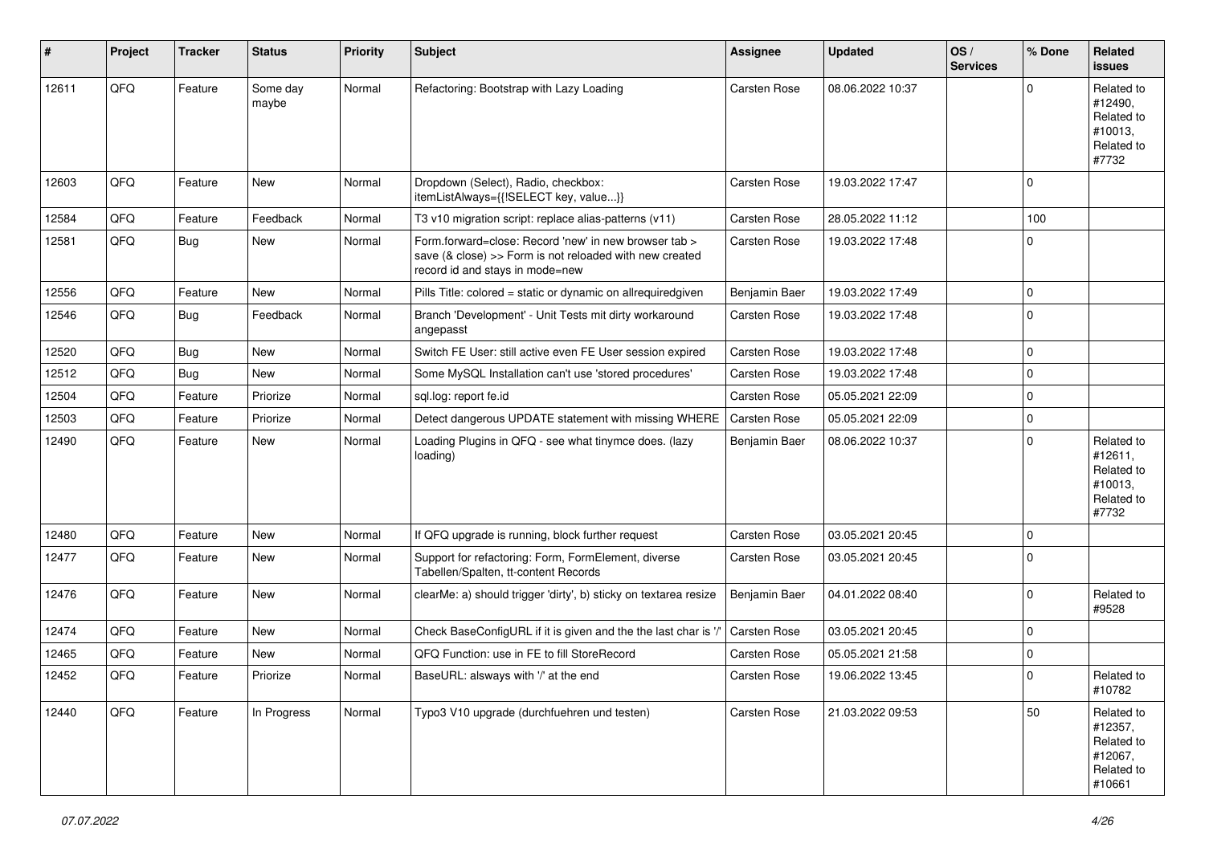| # | Project | Tracker | Status | Priority | Subject | Assignee | Updated | OS / Services | % Done | Related issues |
|---|---|---|---|---|---|---|---|---|---|---|
| 12611 | QFQ | Feature | Some day maybe | Normal | Refactoring: Bootstrap with Lazy Loading | Carsten Rose | 08.06.2022 10:37 | | 0 | Related to #12490, Related to #10013, Related to #7732 |
| 12603 | QFQ | Feature | New | Normal | Dropdown (Select), Radio, checkbox: itemListAlways={{!SELECT key, value...}} | Carsten Rose | 19.03.2022 17:47 | | 0 | |
| 12584 | QFQ | Feature | Feedback | Normal | T3 v10 migration script: replace alias-patterns (v11) | Carsten Rose | 28.05.2022 11:12 | | 100 | |
| 12581 | QFQ | Bug | New | Normal | Form.forward=close: Record 'new' in new browser tab > save (& close) >> Form is not reloaded with new created record id and stays in mode=new | Carsten Rose | 19.03.2022 17:48 | | 0 | |
| 12556 | QFQ | Feature | New | Normal | Pills Title: colored = static or dynamic on allrequiredgiven | Benjamin Baer | 19.03.2022 17:49 | | 0 | |
| 12546 | QFQ | Bug | Feedback | Normal | Branch 'Development' - Unit Tests mit dirty workaround angepasst | Carsten Rose | 19.03.2022 17:48 | | 0 | |
| 12520 | QFQ | Bug | New | Normal | Switch FE User: still active even FE User session expired | Carsten Rose | 19.03.2022 17:48 | | 0 | |
| 12512 | QFQ | Bug | New | Normal | Some MySQL Installation can't use 'stored procedures' | Carsten Rose | 19.03.2022 17:48 | | 0 | |
| 12504 | QFQ | Feature | Priorize | Normal | sql.log: report fe.id | Carsten Rose | 05.05.2021 22:09 | | 0 | |
| 12503 | QFQ | Feature | Priorize | Normal | Detect dangerous UPDATE statement with missing WHERE | Carsten Rose | 05.05.2021 22:09 | | 0 | |
| 12490 | QFQ | Feature | New | Normal | Loading Plugins in QFQ - see what tinymce does. (lazy loading) | Benjamin Baer | 08.06.2022 10:37 | | 0 | Related to #12611, Related to #10013, Related to #7732 |
| 12480 | QFQ | Feature | New | Normal | If QFQ upgrade is running, block further request | Carsten Rose | 03.05.2021 20:45 | | 0 | |
| 12477 | QFQ | Feature | New | Normal | Support for refactoring: Form, FormElement, diverse Tabellen/Spalten, tt-content Records | Carsten Rose | 03.05.2021 20:45 | | 0 | |
| 12476 | QFQ | Feature | New | Normal | clearMe: a) should trigger 'dirty', b) sticky on textarea resize | Benjamin Baer | 04.01.2022 08:40 | | 0 | Related to #9528 |
| 12474 | QFQ | Feature | New | Normal | Check BaseConfigURL if it is given and the the last char is '/' | Carsten Rose | 03.05.2021 20:45 | | 0 | |
| 12465 | QFQ | Feature | New | Normal | QFQ Function: use in FE to fill StoreRecord | Carsten Rose | 05.05.2021 21:58 | | 0 | |
| 12452 | QFQ | Feature | Priorize | Normal | BaseURL: alsways with '/' at the end | Carsten Rose | 19.06.2022 13:45 | | 0 | Related to #10782 |
| 12440 | QFQ | Feature | In Progress | Normal | Typo3 V10 upgrade (durchfuehren und testen) | Carsten Rose | 21.03.2022 09:53 | | 50 | Related to #12357, Related to #12067, Related to #10661 |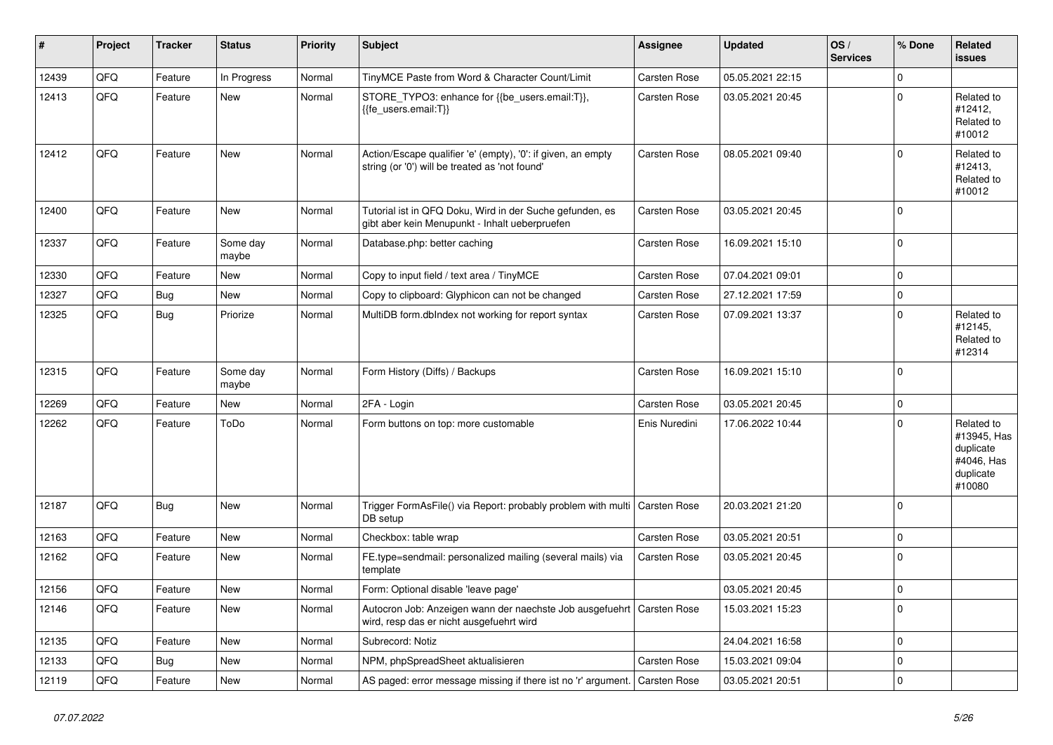| # | Project | Tracker | Status | Priority | Subject | Assignee | Updated | OS / Services | % Done | Related issues |
|---|---|---|---|---|---|---|---|---|---|---|
| 12439 | QFQ | Feature | In Progress | Normal | TinyMCE Paste from Word & Character Count/Limit | Carsten Rose | 05.05.2021 22:15 | | 0 | |
| 12413 | QFQ | Feature | New | Normal | STORE_TYPO3: enhance for {{be_users.email:T}}, {{fe_users.email:T}} | Carsten Rose | 03.05.2021 20:45 | | 0 | Related to #12412, Related to #10012 |
| 12412 | QFQ | Feature | New | Normal | Action/Escape qualifier 'e' (empty), '0': if given, an empty string (or '0') will be treated as 'not found' | Carsten Rose | 08.05.2021 09:40 | | 0 | Related to #12413, Related to #10012 |
| 12400 | QFQ | Feature | New | Normal | Tutorial ist in QFQ Doku, Wird in der Suche gefunden, es gibt aber kein Menupunkt - Inhalt ueberpruefen | Carsten Rose | 03.05.2021 20:45 | | 0 | |
| 12337 | QFQ | Feature | Some day maybe | Normal | Database.php: better caching | Carsten Rose | 16.09.2021 15:10 | | 0 | |
| 12330 | QFQ | Feature | New | Normal | Copy to input field / text area / TinyMCE | Carsten Rose | 07.04.2021 09:01 | | 0 | |
| 12327 | QFQ | Bug | New | Normal | Copy to clipboard: Glyphicon can not be changed | Carsten Rose | 27.12.2021 17:59 | | 0 | |
| 12325 | QFQ | Bug | Priorize | Normal | MultiDB form.dbIndex not working for report syntax | Carsten Rose | 07.09.2021 13:37 | | 0 | Related to #12145, Related to #12314 |
| 12315 | QFQ | Feature | Some day maybe | Normal | Form History (Diffs) / Backups | Carsten Rose | 16.09.2021 15:10 | | 0 | |
| 12269 | QFQ | Feature | New | Normal | 2FA - Login | Carsten Rose | 03.05.2021 20:45 | | 0 | |
| 12262 | QFQ | Feature | ToDo | Normal | Form buttons on top: more customable | Enis Nuredini | 17.06.2022 10:44 | | 0 | Related to #13945, Has duplicate #4046, Has duplicate #10080 |
| 12187 | QFQ | Bug | New | Normal | Trigger FormAsFile() via Report: probably problem with multi DB setup | Carsten Rose | 20.03.2021 21:20 | | 0 | |
| 12163 | QFQ | Feature | New | Normal | Checkbox: table wrap | Carsten Rose | 03.05.2021 20:51 | | 0 | |
| 12162 | QFQ | Feature | New | Normal | FE.type=sendmail: personalized mailing (several mails) via template | Carsten Rose | 03.05.2021 20:45 | | 0 | |
| 12156 | QFQ | Feature | New | Normal | Form: Optional disable 'leave page' | | 03.05.2021 20:45 | | 0 | |
| 12146 | QFQ | Feature | New | Normal | Autocron Job: Anzeigen wann der naechste Job ausgefuehrt wird, resp das er nicht ausgefuehrt wird | Carsten Rose | 15.03.2021 15:23 | | 0 | |
| 12135 | QFQ | Feature | New | Normal | Subrecord: Notiz | | 24.04.2021 16:58 | | 0 | |
| 12133 | QFQ | Bug | New | Normal | NPM, phpSpreadSheet aktualisieren | Carsten Rose | 15.03.2021 09:04 | | 0 | |
| 12119 | QFQ | Feature | New | Normal | AS paged: error message missing if there ist no 'r' argument. | Carsten Rose | 03.05.2021 20:51 | | 0 | |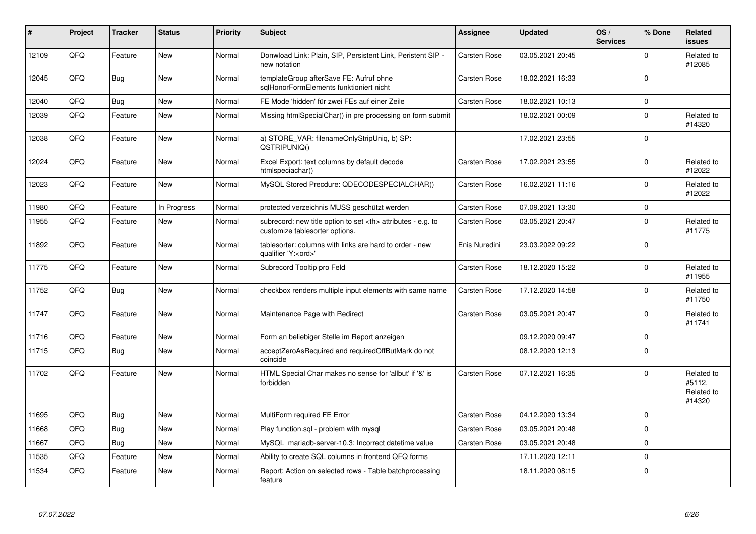| # | Project | Tracker | Status | Priority | Subject | Assignee | Updated | OS / Services | % Done | Related issues |
|---|---|---|---|---|---|---|---|---|---|---|
| 12109 | QFQ | Feature | New | Normal | Donwload Link: Plain, SIP, Persistent Link, Peristent SIP - new notation | Carsten Rose | 03.05.2021 20:45 | | 0 | Related to #12085 |
| 12045 | QFQ | Bug | New | Normal | templateGroup afterSave FE: Aufruf ohne sqlHonorFormElements funktioniert nicht | Carsten Rose | 18.02.2021 16:33 | | 0 | |
| 12040 | QFQ | Bug | New | Normal | FE Mode 'hidden' für zwei FEs auf einer Zeile | Carsten Rose | 18.02.2021 10:13 | | 0 | |
| 12039 | QFQ | Feature | New | Normal | Missing htmlSpecialChar() in pre processing on form submit | | 18.02.2021 00:09 | | 0 | Related to #14320 |
| 12038 | QFQ | Feature | New | Normal | a) STORE_VAR: filenameOnlyStripUniq, b) SP: QSTRIPUNIQ() | | 17.02.2021 23:55 | | 0 | |
| 12024 | QFQ | Feature | New | Normal | Excel Export: text columns by default decode htmlspeciachar() | Carsten Rose | 17.02.2021 23:55 | | 0 | Related to #12022 |
| 12023 | QFQ | Feature | New | Normal | MySQL Stored Precdure: QDECODESPECIALCHAR() | Carsten Rose | 16.02.2021 11:16 | | 0 | Related to #12022 |
| 11980 | QFQ | Feature | In Progress | Normal | protected verzeichnis MUSS geschützt werden | Carsten Rose | 07.09.2021 13:30 | | 0 | |
| 11955 | QFQ | Feature | New | Normal | subrecord: new title option to set <th> attributes - e.g. to customize tablesorter options. | Carsten Rose | 03.05.2021 20:47 | | 0 | Related to #11775 |
| 11892 | QFQ | Feature | New | Normal | tablesorter: columns with links are hard to order - new qualifier 'Y:<ord>' | Enis Nuredini | 23.03.2022 09:22 | | 0 | |
| 11775 | QFQ | Feature | New | Normal | Subrecord Tooltip pro Feld | Carsten Rose | 18.12.2020 15:22 | | 0 | Related to #11955 |
| 11752 | QFQ | Bug | New | Normal | checkbox renders multiple input elements with same name | Carsten Rose | 17.12.2020 14:58 | | 0 | Related to #11750 |
| 11747 | QFQ | Feature | New | Normal | Maintenance Page with Redirect | Carsten Rose | 03.05.2021 20:47 | | 0 | Related to #11741 |
| 11716 | QFQ | Feature | New | Normal | Form an beliebiger Stelle im Report anzeigen | | 09.12.2020 09:47 | | 0 | |
| 11715 | QFQ | Bug | New | Normal | acceptZeroAsRequired and requiredOffButMark do not coincide | | 08.12.2020 12:13 | | 0 | |
| 11702 | QFQ | Feature | New | Normal | HTML Special Char makes no sense for 'allbut' if '&' is forbidden | Carsten Rose | 07.12.2021 16:35 | | 0 | Related to #5112, Related to #14320 |
| 11695 | QFQ | Bug | New | Normal | MultiForm required FE Error | Carsten Rose | 04.12.2020 13:34 | | 0 | |
| 11668 | QFQ | Bug | New | Normal | Play function.sql - problem with mysql | Carsten Rose | 03.05.2021 20:48 | | 0 | |
| 11667 | QFQ | Bug | New | Normal | MySQL mariadb-server-10.3: Incorrect datetime value | Carsten Rose | 03.05.2021 20:48 | | 0 | |
| 11535 | QFQ | Feature | New | Normal | Ability to create SQL columns in frontend QFQ forms | | 17.11.2020 12:11 | | 0 | |
| 11534 | QFQ | Feature | New | Normal | Report: Action on selected rows - Table batchprocessing feature | | 18.11.2020 08:15 | | 0 | |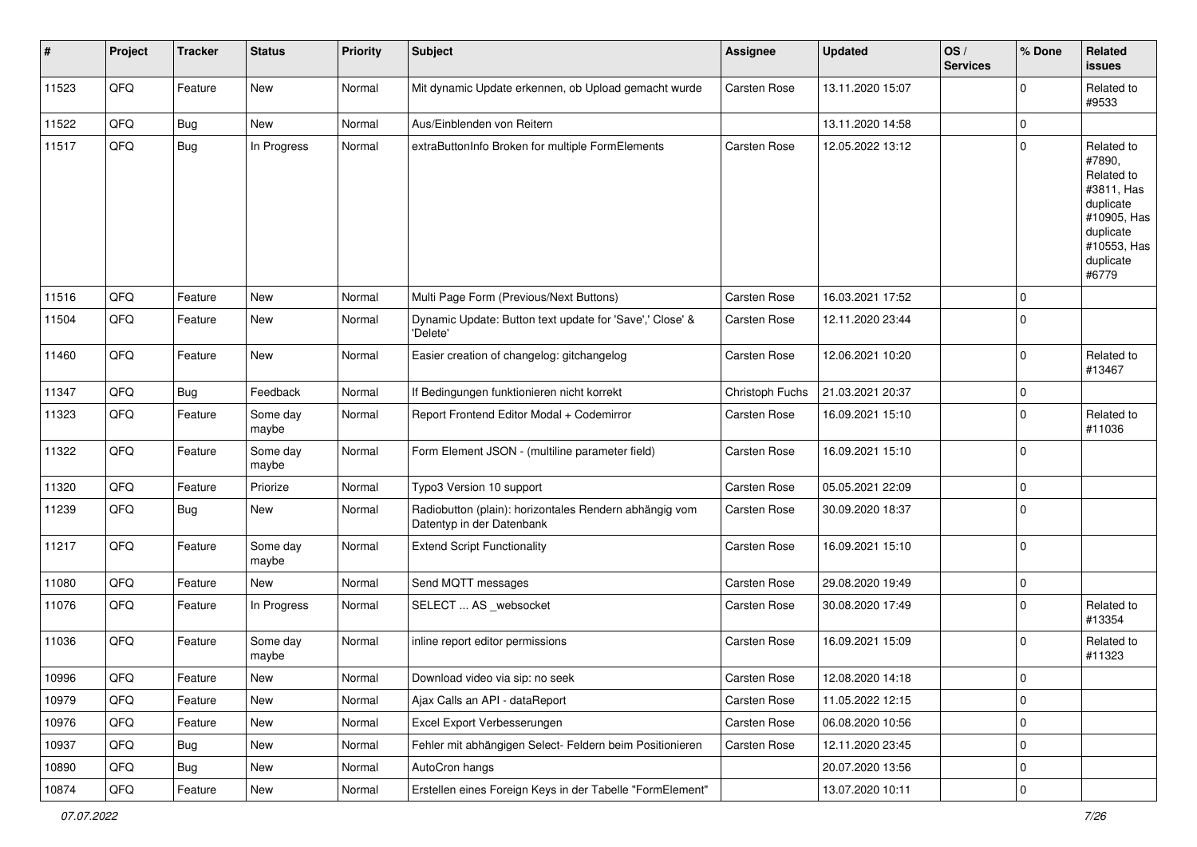| # | Project | Tracker | Status | Priority | Subject | Assignee | Updated | OS / Services | % Done | Related issues |
|---|---|---|---|---|---|---|---|---|---|---|
| 11523 | QFQ | Feature | New | Normal | Mit dynamic Update erkennen, ob Upload gemacht wurde | Carsten Rose | 13.11.2020 15:07 | | 0 | Related to #9533 |
| 11522 | QFQ | Bug | New | Normal | Aus/Einblenden von Reitern | | 13.11.2020 14:58 | | 0 | |
| 11517 | QFQ | Bug | In Progress | Normal | extraButtonInfo Broken for multiple FormElements | Carsten Rose | 12.05.2022 13:12 | | 0 | Related to #7890, Related to #3811, Has duplicate #10905, Has duplicate #10553, Has duplicate #6779 |
| 11516 | QFQ | Feature | New | Normal | Multi Page Form (Previous/Next Buttons) | Carsten Rose | 16.03.2021 17:52 | | 0 | |
| 11504 | QFQ | Feature | New | Normal | Dynamic Update: Button text update for 'Save',' Close' & 'Delete' | Carsten Rose | 12.11.2020 23:44 | | 0 | |
| 11460 | QFQ | Feature | New | Normal | Easier creation of changelog: gitchangelog | Carsten Rose | 12.06.2021 10:20 | | 0 | Related to #13467 |
| 11347 | QFQ | Bug | Feedback | Normal | If Bedingungen funktionieren nicht korrekt | Christoph Fuchs | 21.03.2021 20:37 | | 0 | |
| 11323 | QFQ | Feature | Some day maybe | Normal | Report Frontend Editor Modal + Codemirror | Carsten Rose | 16.09.2021 15:10 | | 0 | Related to #11036 |
| 11322 | QFQ | Feature | Some day maybe | Normal | Form Element JSON - (multiline parameter field) | Carsten Rose | 16.09.2021 15:10 | | 0 | |
| 11320 | QFQ | Feature | Priorize | Normal | Typo3 Version 10 support | Carsten Rose | 05.05.2021 22:09 | | 0 | |
| 11239 | QFQ | Bug | New | Normal | Radiobutton (plain): horizontales Rendern abhängig vom Datentyp in der Datenbank | Carsten Rose | 30.09.2020 18:37 | | 0 | |
| 11217 | QFQ | Feature | Some day maybe | Normal | Extend Script Functionality | Carsten Rose | 16.09.2021 15:10 | | 0 | |
| 11080 | QFQ | Feature | New | Normal | Send MQTT messages | Carsten Rose | 29.08.2020 19:49 | | 0 | |
| 11076 | QFQ | Feature | In Progress | Normal | SELECT ... AS _websocket | Carsten Rose | 30.08.2020 17:49 | | 0 | Related to #13354 |
| 11036 | QFQ | Feature | Some day maybe | Normal | inline report editor permissions | Carsten Rose | 16.09.2021 15:09 | | 0 | Related to #11323 |
| 10996 | QFQ | Feature | New | Normal | Download video via sip: no seek | Carsten Rose | 12.08.2020 14:18 | | 0 | |
| 10979 | QFQ | Feature | New | Normal | Ajax Calls an API - dataReport | Carsten Rose | 11.05.2022 12:15 | | 0 | |
| 10976 | QFQ | Feature | New | Normal | Excel Export Verbesserungen | Carsten Rose | 06.08.2020 10:56 | | 0 | |
| 10937 | QFQ | Bug | New | Normal | Fehler mit abhängigen Select- Feldern beim Positionieren | Carsten Rose | 12.11.2020 23:45 | | 0 | |
| 10890 | QFQ | Bug | New | Normal | AutoCron hangs | | 20.07.2020 13:56 | | 0 | |
| 10874 | QFQ | Feature | New | Normal | Erstellen eines Foreign Keys in der Tabelle "FormElement" | | 13.07.2020 10:11 | | 0 | |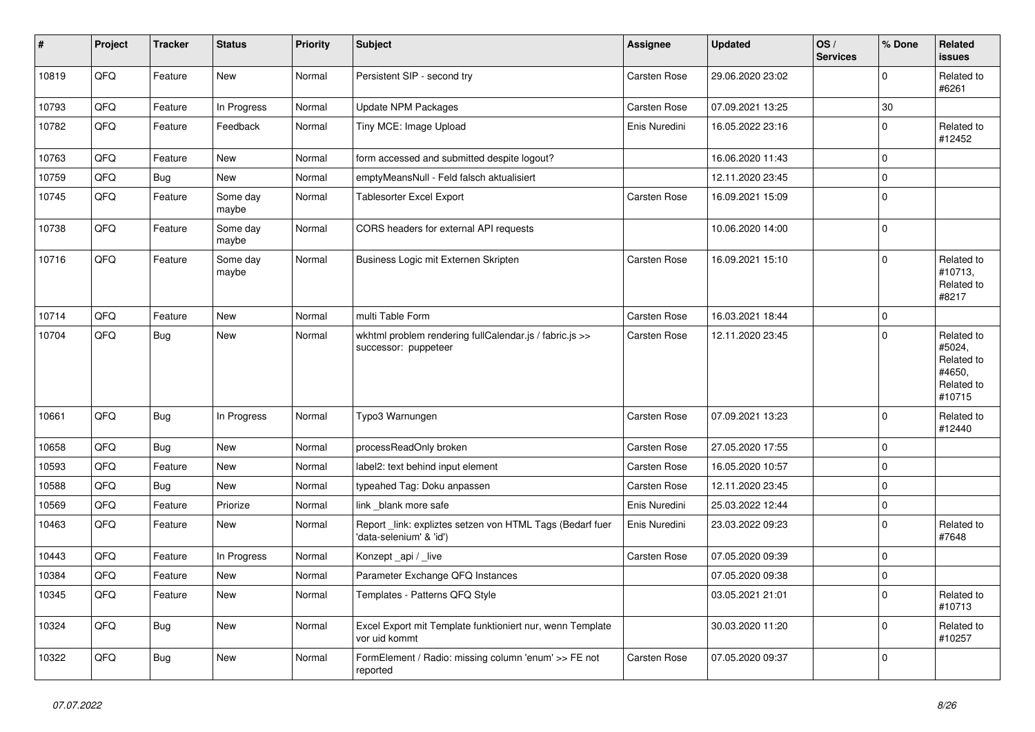| # | Project | Tracker | Status | Priority | Subject | Assignee | Updated | OS / Services | % Done | Related issues |
|---|---|---|---|---|---|---|---|---|---|---|
| 10819 | QFQ | Feature | New | Normal | Persistent SIP - second try | Carsten Rose | 29.06.2020 23:02 | | 0 | Related to #6261 |
| 10793 | QFQ | Feature | In Progress | Normal | Update NPM Packages | Carsten Rose | 07.09.2021 13:25 | | 30 | |
| 10782 | QFQ | Feature | Feedback | Normal | Tiny MCE: Image Upload | Enis Nuredini | 16.05.2022 23:16 | | 0 | Related to #12452 |
| 10763 | QFQ | Feature | New | Normal | form accessed and submitted despite logout? | | 16.06.2020 11:43 | | 0 | |
| 10759 | QFQ | Bug | New | Normal | emptyMeansNull - Feld falsch aktualisiert | | 12.11.2020 23:45 | | 0 | |
| 10745 | QFQ | Feature | Some day maybe | Normal | Tablesorter Excel Export | Carsten Rose | 16.09.2021 15:09 | | 0 | |
| 10738 | QFQ | Feature | Some day maybe | Normal | CORS headers for external API requests | | 10.06.2020 14:00 | | 0 | |
| 10716 | QFQ | Feature | Some day maybe | Normal | Business Logic mit Externen Skripten | Carsten Rose | 16.09.2021 15:10 | | 0 | Related to #10713, Related to #8217 |
| 10714 | QFQ | Feature | New | Normal | multi Table Form | Carsten Rose | 16.03.2021 18:44 | | 0 | |
| 10704 | QFQ | Bug | New | Normal | wkhtml problem rendering fullCalendar.js / fabric.js >> successor: puppeteer | Carsten Rose | 12.11.2020 23:45 | | 0 | Related to #5024, Related to #4650, Related to #10715 |
| 10661 | QFQ | Bug | In Progress | Normal | Typo3 Warnungen | Carsten Rose | 07.09.2021 13:23 | | 0 | Related to #12440 |
| 10658 | QFQ | Bug | New | Normal | processReadOnly broken | Carsten Rose | 27.05.2020 17:55 | | 0 | |
| 10593 | QFQ | Feature | New | Normal | label2: text behind input element | Carsten Rose | 16.05.2020 10:57 | | 0 | |
| 10588 | QFQ | Bug | New | Normal | typeahed Tag: Doku anpassen | Carsten Rose | 12.11.2020 23:45 | | 0 | |
| 10569 | QFQ | Feature | Priorize | Normal | link _blank more safe | Enis Nuredini | 25.03.2022 12:44 | | 0 | |
| 10463 | QFQ | Feature | New | Normal | Report _link: expliztes setzen von HTML Tags (Bedarf fuer 'data-selenium' & 'id') | Enis Nuredini | 23.03.2022 09:23 | | 0 | Related to #7648 |
| 10443 | QFQ | Feature | In Progress | Normal | Konzept _api / _live | Carsten Rose | 07.05.2020 09:39 | | 0 | |
| 10384 | QFQ | Feature | New | Normal | Parameter Exchange QFQ Instances | | 07.05.2020 09:38 | | 0 | |
| 10345 | QFQ | Feature | New | Normal | Templates - Patterns QFQ Style | | 03.05.2021 21:01 | | 0 | Related to #10713 |
| 10324 | QFQ | Bug | New | Normal | Excel Export mit Template funktioniert nur, wenn Template vor uid kommt | | 30.03.2020 11:20 | | 0 | Related to #10257 |
| 10322 | QFQ | Bug | New | Normal | FormElement / Radio: missing column 'enum' >> FE not reported | Carsten Rose | 07.05.2020 09:37 | | 0 | |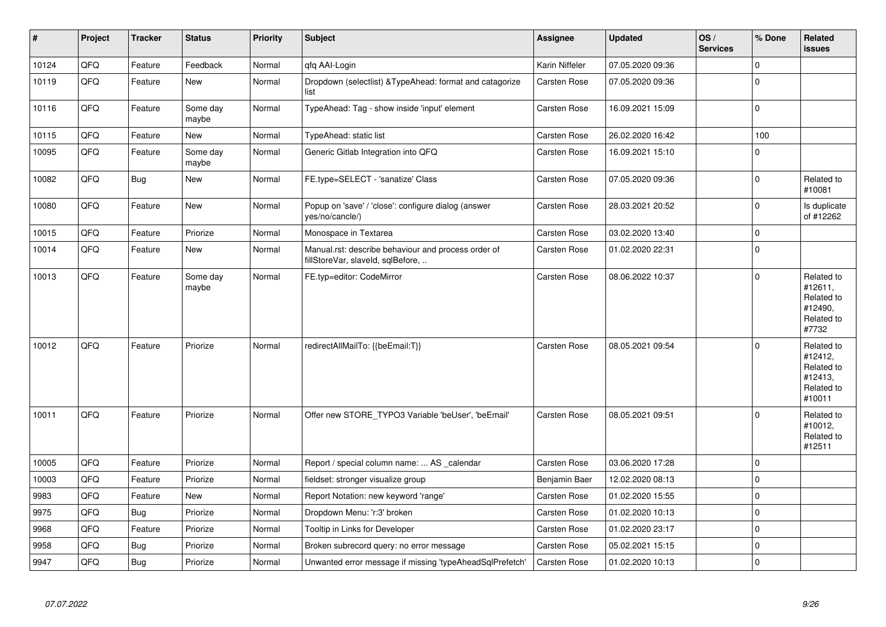| # | Project | Tracker | Status | Priority | Subject | Assignee | Updated | OS / Services | % Done | Related issues |
|---|---|---|---|---|---|---|---|---|---|---|
| 10124 | QFQ | Feature | Feedback | Normal | qfq AAI-Login | Karin Niffeler | 07.05.2020 09:36 | | 0 | |
| 10119 | QFQ | Feature | New | Normal | Dropdown (selectlist) &TypeAhead: format and catagorize list | Carsten Rose | 07.05.2020 09:36 | | 0 | |
| 10116 | QFQ | Feature | Some day maybe | Normal | TypeAhead: Tag - show inside 'input' element | Carsten Rose | 16.09.2021 15:09 | | 0 | |
| 10115 | QFQ | Feature | New | Normal | TypeAhead: static list | Carsten Rose | 26.02.2020 16:42 | | 100 | |
| 10095 | QFQ | Feature | Some day maybe | Normal | Generic Gitlab Integration into QFQ | Carsten Rose | 16.09.2021 15:10 | | 0 | |
| 10082 | QFQ | Bug | New | Normal | FE.type=SELECT - 'sanatize' Class | Carsten Rose | 07.05.2020 09:36 | | 0 | Related to #10081 |
| 10080 | QFQ | Feature | New | Normal | Popup on 'save' / 'close': configure dialog (answer yes/no/cancle/) | Carsten Rose | 28.03.2021 20:52 | | 0 | Is duplicate of #12262 |
| 10015 | QFQ | Feature | Priorize | Normal | Monospace in Textarea | Carsten Rose | 03.02.2020 13:40 | | 0 | |
| 10014 | QFQ | Feature | New | Normal | Manual.rst: describe behaviour and process order of fillStoreVar, slaveId, sqlBefore, .. | Carsten Rose | 01.02.2020 22:31 | | 0 | |
| 10013 | QFQ | Feature | Some day maybe | Normal | FE.typ=editor: CodeMirror | Carsten Rose | 08.06.2022 10:37 | | 0 | Related to #12611, Related to #12490, Related to #7732 |
| 10012 | QFQ | Feature | Priorize | Normal | redirectAllMailTo: {{beEmail:T}} | Carsten Rose | 08.05.2021 09:54 | | 0 | Related to #12412, Related to #12413, Related to #10011 |
| 10011 | QFQ | Feature | Priorize | Normal | Offer new STORE_TYPO3 Variable 'beUser', 'beEmail' | Carsten Rose | 08.05.2021 09:51 | | 0 | Related to #10012, Related to #12511 |
| 10005 | QFQ | Feature | Priorize | Normal | Report / special column name: ... AS _calendar | Carsten Rose | 03.06.2020 17:28 | | 0 | |
| 10003 | QFQ | Feature | Priorize | Normal | fieldset: stronger visualize group | Benjamin Baer | 12.02.2020 08:13 | | 0 | |
| 9983 | QFQ | Feature | New | Normal | Report Notation: new keyword 'range' | Carsten Rose | 01.02.2020 15:55 | | 0 | |
| 9975 | QFQ | Bug | Priorize | Normal | Dropdown Menu: 'r:3' broken | Carsten Rose | 01.02.2020 10:13 | | 0 | |
| 9968 | QFQ | Feature | Priorize | Normal | Tooltip in Links for Developer | Carsten Rose | 01.02.2020 23:17 | | 0 | |
| 9958 | QFQ | Bug | Priorize | Normal | Broken subrecord query: no error message | Carsten Rose | 05.02.2021 15:15 | | 0 | |
| 9947 | QFQ | Bug | Priorize | Normal | Unwanted error message if missing 'typeAheadSqlPrefetch' | Carsten Rose | 01.02.2020 10:13 | | 0 | |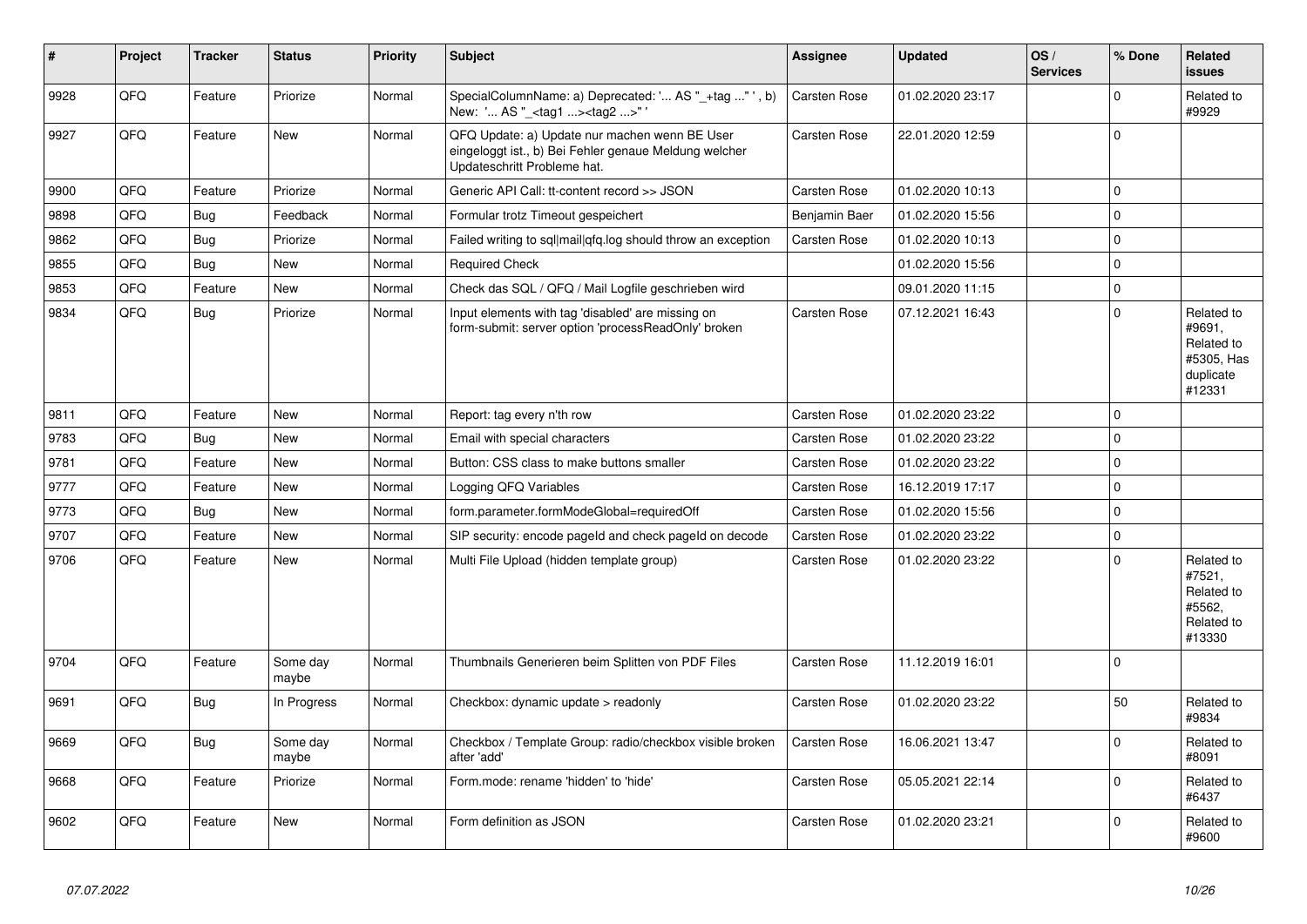| # | Project | Tracker | Status | Priority | Subject | Assignee | Updated | OS / Services | % Done | Related issues |
|---|---|---|---|---|---|---|---|---|---|---|
| 9928 | QFQ | Feature | Priorize | Normal | SpecialColumnName: a) Deprecated: '... AS "_+tag ..." ', b) New: '... AS "_<tag1 ...><tag2 ...>" ' | Carsten Rose | 01.02.2020 23:17 | | 0 | Related to #9929 |
| 9927 | QFQ | Feature | New | Normal | QFQ Update: a) Update nur machen wenn BE User eingeloggt ist., b) Bei Fehler genaue Meldung welcher Updateschritt Probleme hat. | Carsten Rose | 22.01.2020 12:59 | | 0 | |
| 9900 | QFQ | Feature | Priorize | Normal | Generic API Call: tt-content record >> JSON | Carsten Rose | 01.02.2020 10:13 | | 0 | |
| 9898 | QFQ | Bug | Feedback | Normal | Formular trotz Timeout gespeichert | Benjamin Baer | 01.02.2020 15:56 | | 0 | |
| 9862 | QFQ | Bug | Priorize | Normal | Failed writing to sql\|mail\|qfq.log should throw an exception | Carsten Rose | 01.02.2020 10:13 | | 0 | |
| 9855 | QFQ | Bug | New | Normal | Required Check | | 01.02.2020 15:56 | | 0 | |
| 9853 | QFQ | Feature | New | Normal | Check das SQL / QFQ / Mail Logfile geschrieben wird | | 09.01.2020 11:15 | | 0 | |
| 9834 | QFQ | Bug | Priorize | Normal | Input elements with tag 'disabled' are missing on form-submit: server option 'processReadOnly' broken | Carsten Rose | 07.12.2021 16:43 | | 0 | Related to #9691, Related to #5305, Has duplicate #12331 |
| 9811 | QFQ | Feature | New | Normal | Report: tag every n'th row | Carsten Rose | 01.02.2020 23:22 | | 0 | |
| 9783 | QFQ | Bug | New | Normal | Email with special characters | Carsten Rose | 01.02.2020 23:22 | | 0 | |
| 9781 | QFQ | Feature | New | Normal | Button: CSS class to make buttons smaller | Carsten Rose | 01.02.2020 23:22 | | 0 | |
| 9777 | QFQ | Feature | New | Normal | Logging QFQ Variables | Carsten Rose | 16.12.2019 17:17 | | 0 | |
| 9773 | QFQ | Bug | New | Normal | form.parameter.formModeGlobal=requiredOff | Carsten Rose | 01.02.2020 15:56 | | 0 | |
| 9707 | QFQ | Feature | New | Normal | SIP security: encode pageId and check pageId on decode | Carsten Rose | 01.02.2020 23:22 | | 0 | |
| 9706 | QFQ | Feature | New | Normal | Multi File Upload (hidden template group) | Carsten Rose | 01.02.2020 23:22 | | 0 | Related to #7521, Related to #5562, Related to #13330 |
| 9704 | QFQ | Feature | Some day maybe | Normal | Thumbnails Generieren beim Splitten von PDF Files | Carsten Rose | 11.12.2019 16:01 | | 0 | |
| 9691 | QFQ | Bug | In Progress | Normal | Checkbox: dynamic update > readonly | Carsten Rose | 01.02.2020 23:22 | | 50 | Related to #9834 |
| 9669 | QFQ | Bug | Some day maybe | Normal | Checkbox / Template Group: radio/checkbox visible broken after 'add' | Carsten Rose | 16.06.2021 13:47 | | 0 | Related to #8091 |
| 9668 | QFQ | Feature | Priorize | Normal | Form.mode: rename 'hidden' to 'hide' | Carsten Rose | 05.05.2021 22:14 | | 0 | Related to #6437 |
| 9602 | QFQ | Feature | New | Normal | Form definition as JSON | Carsten Rose | 01.02.2020 23:21 | | 0 | Related to #9600 |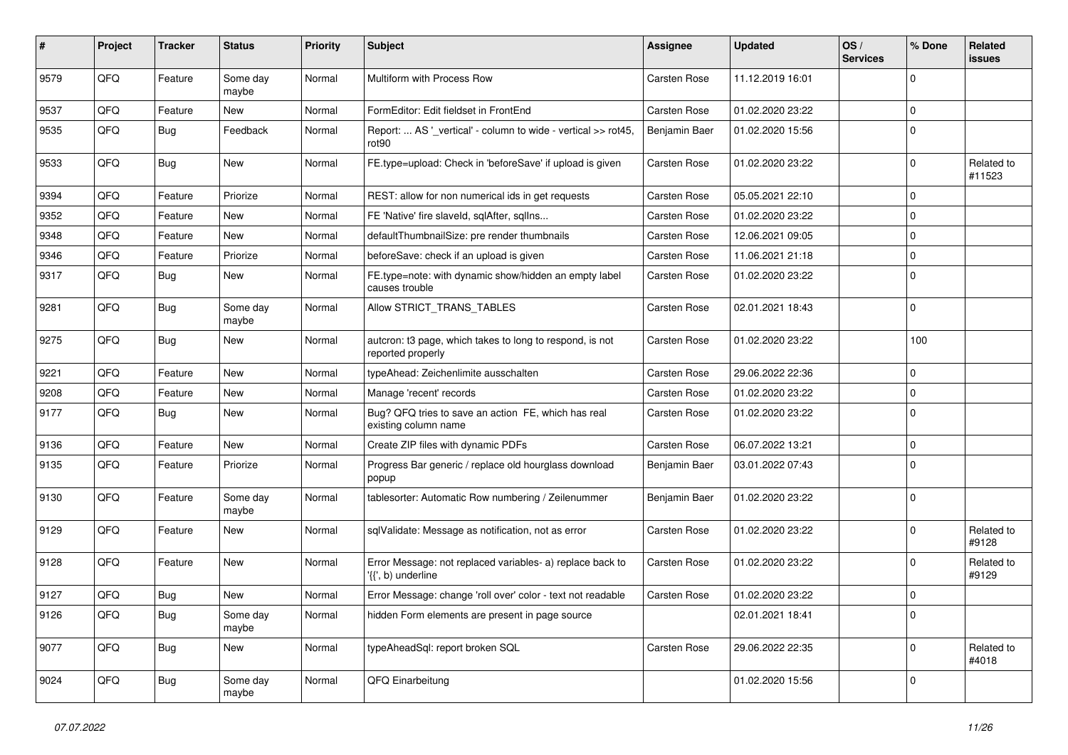| # | Project | Tracker | Status | Priority | Subject | Assignee | Updated | OS / Services | % Done | Related issues |
|---|---|---|---|---|---|---|---|---|---|---|
| 9579 | QFQ | Feature | Some day maybe | Normal | Multiform with Process Row | Carsten Rose | 11.12.2019 16:01 | | 0 | |
| 9537 | QFQ | Feature | New | Normal | FormEditor: Edit fieldset in FrontEnd | Carsten Rose | 01.02.2020 23:22 | | 0 | |
| 9535 | QFQ | Bug | Feedback | Normal | Report: ... AS '_vertical' - column to wide - vertical >> rot45, rot90 | Benjamin Baer | 01.02.2020 15:56 | | 0 | |
| 9533 | QFQ | Bug | New | Normal | FE.type=upload: Check in 'beforeSave' if upload is given | Carsten Rose | 01.02.2020 23:22 | | 0 | Related to #11523 |
| 9394 | QFQ | Feature | Priorize | Normal | REST: allow for non numerical ids in get requests | Carsten Rose | 05.05.2021 22:10 | | 0 | |
| 9352 | QFQ | Feature | New | Normal | FE 'Native' fire slaveId, sqlAfter, sqlIns... | Carsten Rose | 01.02.2020 23:22 | | 0 | |
| 9348 | QFQ | Feature | New | Normal | defaultThumbnailSize: pre render thumbnails | Carsten Rose | 12.06.2021 09:05 | | 0 | |
| 9346 | QFQ | Feature | Priorize | Normal | beforeSave: check if an upload is given | Carsten Rose | 11.06.2021 21:18 | | 0 | |
| 9317 | QFQ | Bug | New | Normal | FE.type=note: with dynamic show/hidden an empty label causes trouble | Carsten Rose | 01.02.2020 23:22 | | 0 | |
| 9281 | QFQ | Bug | Some day maybe | Normal | Allow STRICT_TRANS_TABLES | Carsten Rose | 02.01.2021 18:43 | | 0 | |
| 9275 | QFQ | Bug | New | Normal | autcron: t3 page, which takes to long to respond, is not reported properly | Carsten Rose | 01.02.2020 23:22 | | 100 | |
| 9221 | QFQ | Feature | New | Normal | typeAhead: Zeichenlimite ausschalten | Carsten Rose | 29.06.2022 22:36 | | 0 | |
| 9208 | QFQ | Feature | New | Normal | Manage 'recent' records | Carsten Rose | 01.02.2020 23:22 | | 0 | |
| 9177 | QFQ | Bug | New | Normal | Bug? QFQ tries to save an action FE, which has real existing column name | Carsten Rose | 01.02.2020 23:22 | | 0 | |
| 9136 | QFQ | Feature | New | Normal | Create ZIP files with dynamic PDFs | Carsten Rose | 06.07.2022 13:21 | | 0 | |
| 9135 | QFQ | Feature | Priorize | Normal | Progress Bar generic / replace old hourglass download popup | Benjamin Baer | 03.01.2022 07:43 | | 0 | |
| 9130 | QFQ | Feature | Some day maybe | Normal | tablesorter: Automatic Row numbering / Zeilenummer | Benjamin Baer | 01.02.2020 23:22 | | 0 | |
| 9129 | QFQ | Feature | New | Normal | sqlValidate: Message as notification, not as error | Carsten Rose | 01.02.2020 23:22 | | 0 | Related to #9128 |
| 9128 | QFQ | Feature | New | Normal | Error Message: not replaced variables- a) replace back to '{{', b) underline | Carsten Rose | 01.02.2020 23:22 | | 0 | Related to #9129 |
| 9127 | QFQ | Bug | New | Normal | Error Message: change 'roll over' color - text not readable | Carsten Rose | 01.02.2020 23:22 | | 0 | |
| 9126 | QFQ | Bug | Some day maybe | Normal | hidden Form elements are present in page source | | 02.01.2021 18:41 | | 0 | |
| 9077 | QFQ | Bug | New | Normal | typeAheadSql: report broken SQL | Carsten Rose | 29.06.2022 22:35 | | 0 | Related to #4018 |
| 9024 | QFQ | Bug | Some day maybe | Normal | QFQ Einarbeitung | | 01.02.2020 15:56 | | 0 | |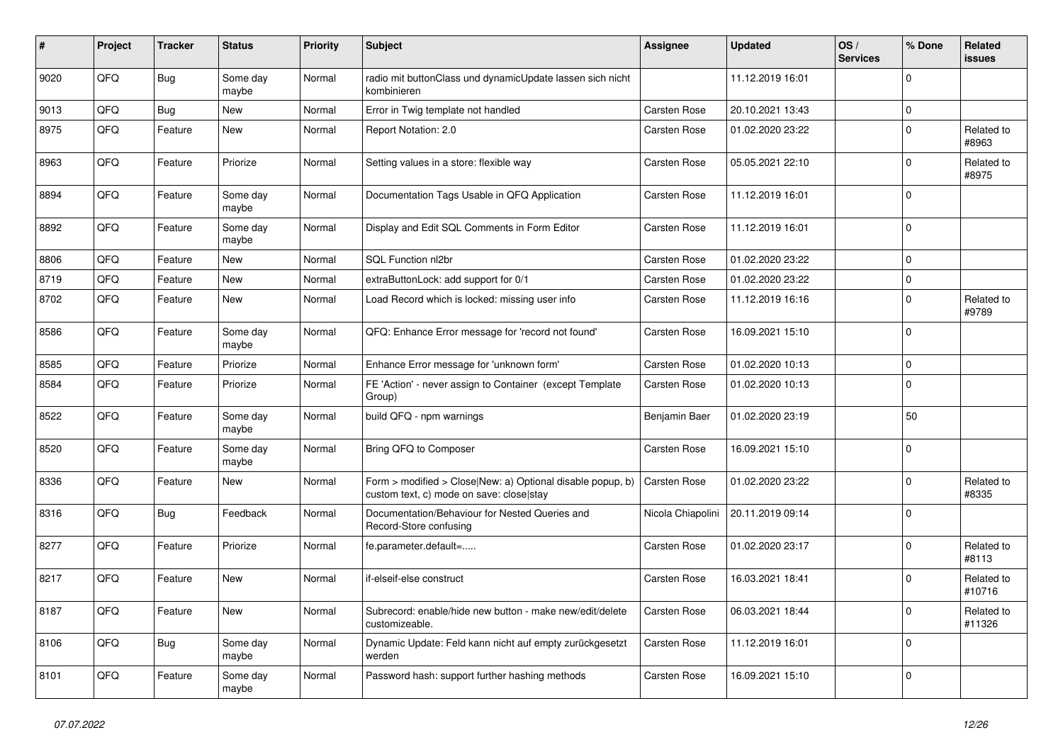| # | Project | Tracker | Status | Priority | Subject | Assignee | Updated | OS / Services | % Done | Related issues |
|---|---|---|---|---|---|---|---|---|---|---|
| 9020 | QFQ | Bug | Some day maybe | Normal | radio mit buttonClass und dynamicUpdate lassen sich nicht kombinieren | | 11.12.2019 16:01 | | 0 | |
| 9013 | QFQ | Bug | New | Normal | Error in Twig template not handled | Carsten Rose | 20.10.2021 13:43 | | 0 | |
| 8975 | QFQ | Feature | New | Normal | Report Notation: 2.0 | Carsten Rose | 01.02.2020 23:22 | | 0 | Related to #8963 |
| 8963 | QFQ | Feature | Priorize | Normal | Setting values in a store: flexible way | Carsten Rose | 05.05.2021 22:10 | | 0 | Related to #8975 |
| 8894 | QFQ | Feature | Some day maybe | Normal | Documentation Tags Usable in QFQ Application | Carsten Rose | 11.12.2019 16:01 | | 0 | |
| 8892 | QFQ | Feature | Some day maybe | Normal | Display and Edit SQL Comments in Form Editor | Carsten Rose | 11.12.2019 16:01 | | 0 | |
| 8806 | QFQ | Feature | New | Normal | SQL Function nl2br | Carsten Rose | 01.02.2020 23:22 | | 0 | |
| 8719 | QFQ | Feature | New | Normal | extraButtonLock: add support for 0/1 | Carsten Rose | 01.02.2020 23:22 | | 0 | |
| 8702 | QFQ | Feature | New | Normal | Load Record which is locked: missing user info | Carsten Rose | 11.12.2019 16:16 | | 0 | Related to #9789 |
| 8586 | QFQ | Feature | Some day maybe | Normal | QFQ: Enhance Error message for 'record not found' | Carsten Rose | 16.09.2021 15:10 | | 0 | |
| 8585 | QFQ | Feature | Priorize | Normal | Enhance Error message for 'unknown form' | Carsten Rose | 01.02.2020 10:13 | | 0 | |
| 8584 | QFQ | Feature | Priorize | Normal | FE 'Action' - never assign to Container (except Template Group) | Carsten Rose | 01.02.2020 10:13 | | 0 | |
| 8522 | QFQ | Feature | Some day maybe | Normal | build QFQ - npm warnings | Benjamin Baer | 01.02.2020 23:19 | | 50 | |
| 8520 | QFQ | Feature | Some day maybe | Normal | Bring QFQ to Composer | Carsten Rose | 16.09.2021 15:10 | | 0 | |
| 8336 | QFQ | Feature | New | Normal | Form > modified > Close\|New: a) Optional disable popup, b) custom text, c) mode on save: close\|stay | Carsten Rose | 01.02.2020 23:22 | | 0 | Related to #8335 |
| 8316 | QFQ | Bug | Feedback | Normal | Documentation/Behaviour for Nested Queries and Record-Store confusing | Nicola Chiapolini | 20.11.2019 09:14 | | 0 | |
| 8277 | QFQ | Feature | Priorize | Normal | fe.parameter.default=..... | Carsten Rose | 01.02.2020 23:17 | | 0 | Related to #8113 |
| 8217 | QFQ | Feature | New | Normal | if-elseif-else construct | Carsten Rose | 16.03.2021 18:41 | | 0 | Related to #10716 |
| 8187 | QFQ | Feature | New | Normal | Subrecord: enable/hide new button - make new/edit/delete customizeable. | Carsten Rose | 06.03.2021 18:44 | | 0 | Related to #11326 |
| 8106 | QFQ | Bug | Some day maybe | Normal | Dynamic Update: Feld kann nicht auf empty zurückgesetzt werden | Carsten Rose | 11.12.2019 16:01 | | 0 | |
| 8101 | QFQ | Feature | Some day maybe | Normal | Password hash: support further hashing methods | Carsten Rose | 16.09.2021 15:10 | | 0 | |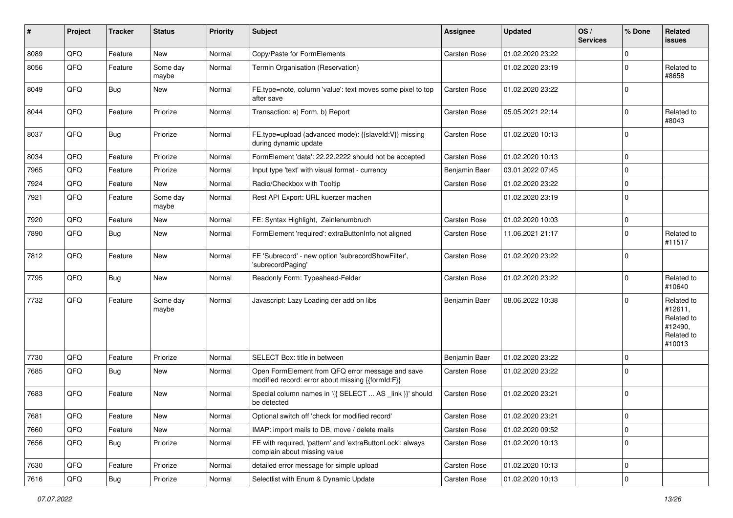| # | Project | Tracker | Status | Priority | Subject | Assignee | Updated | OS / Services | % Done | Related issues |
|---|---|---|---|---|---|---|---|---|---|---|
| 8089 | QFQ | Feature | New | Normal | Copy/Paste for FormElements | Carsten Rose | 01.02.2020 23:22 | | 0 | |
| 8056 | QFQ | Feature | Some day maybe | Normal | Termin Organisation (Reservation) | | 01.02.2020 23:19 | | 0 | Related to #8658 |
| 8049 | QFQ | Bug | New | Normal | FE.type=note, column 'value': text moves some pixel to top after save | Carsten Rose | 01.02.2020 23:22 | | 0 | |
| 8044 | QFQ | Feature | Priorize | Normal | Transaction: a) Form, b) Report | Carsten Rose | 05.05.2021 22:14 | | 0 | Related to #8043 |
| 8037 | QFQ | Bug | Priorize | Normal | FE.type=upload (advanced mode): {{slaveId:V}} missing during dynamic update | Carsten Rose | 01.02.2020 10:13 | | 0 | |
| 8034 | QFQ | Feature | Priorize | Normal | FormElement 'data': 22.22.2222 should not be accepted | Carsten Rose | 01.02.2020 10:13 | | 0 | |
| 7965 | QFQ | Feature | Priorize | Normal | Input type 'text' with visual format - currency | Benjamin Baer | 03.01.2022 07:45 | | 0 | |
| 7924 | QFQ | Feature | New | Normal | Radio/Checkbox with Tooltip | Carsten Rose | 01.02.2020 23:22 | | 0 | |
| 7921 | QFQ | Feature | Some day maybe | Normal | Rest API Export: URL kuerzer machen | | 01.02.2020 23:19 | | 0 | |
| 7920 | QFQ | Feature | New | Normal | FE: Syntax Highlight, Zeilenumbruch | Carsten Rose | 01.02.2020 10:03 | | 0 | |
| 7890 | QFQ | Bug | New | Normal | FormElement 'required': extraButtonInfo not aligned | Carsten Rose | 11.06.2021 21:17 | | 0 | Related to #11517 |
| 7812 | QFQ | Feature | New | Normal | FE 'Subrecord' - new option 'subrecordShowFilter', 'subrecordPaging' | Carsten Rose | 01.02.2020 23:22 | | 0 | |
| 7795 | QFQ | Bug | New | Normal | Readonly Form: Typeahead-Felder | Carsten Rose | 01.02.2020 23:22 | | 0 | Related to #10640 |
| 7732 | QFQ | Feature | Some day maybe | Normal | Javascript: Lazy Loading der add on libs | Benjamin Baer | 08.06.2022 10:38 | | 0 | Related to #12611, Related to #12490, Related to #10013 |
| 7730 | QFQ | Feature | Priorize | Normal | SELECT Box: title in between | Benjamin Baer | 01.02.2020 23:22 | | 0 | |
| 7685 | QFQ | Bug | New | Normal | Open FormElement from QFQ error message and save modified record: error about missing {{formId:F}} | Carsten Rose | 01.02.2020 23:22 | | 0 | |
| 7683 | QFQ | Feature | New | Normal | Special column names in '{{ SELECT ... AS _link }}' should be detected | Carsten Rose | 01.02.2020 23:21 | | 0 | |
| 7681 | QFQ | Feature | New | Normal | Optional switch off 'check for modified record' | Carsten Rose | 01.02.2020 23:21 | | 0 | |
| 7660 | QFQ | Feature | New | Normal | IMAP: import mails to DB, move / delete mails | Carsten Rose | 01.02.2020 09:52 | | 0 | |
| 7656 | QFQ | Bug | Priorize | Normal | FE with required, 'pattern' and 'extraButtonLock': always complain about missing value | Carsten Rose | 01.02.2020 10:13 | | 0 | |
| 7630 | QFQ | Feature | Priorize | Normal | detailed error message for simple upload | Carsten Rose | 01.02.2020 10:13 | | 0 | |
| 7616 | QFQ | Bug | Priorize | Normal | Selectlist with Enum & Dynamic Update | Carsten Rose | 01.02.2020 10:13 | | 0 | |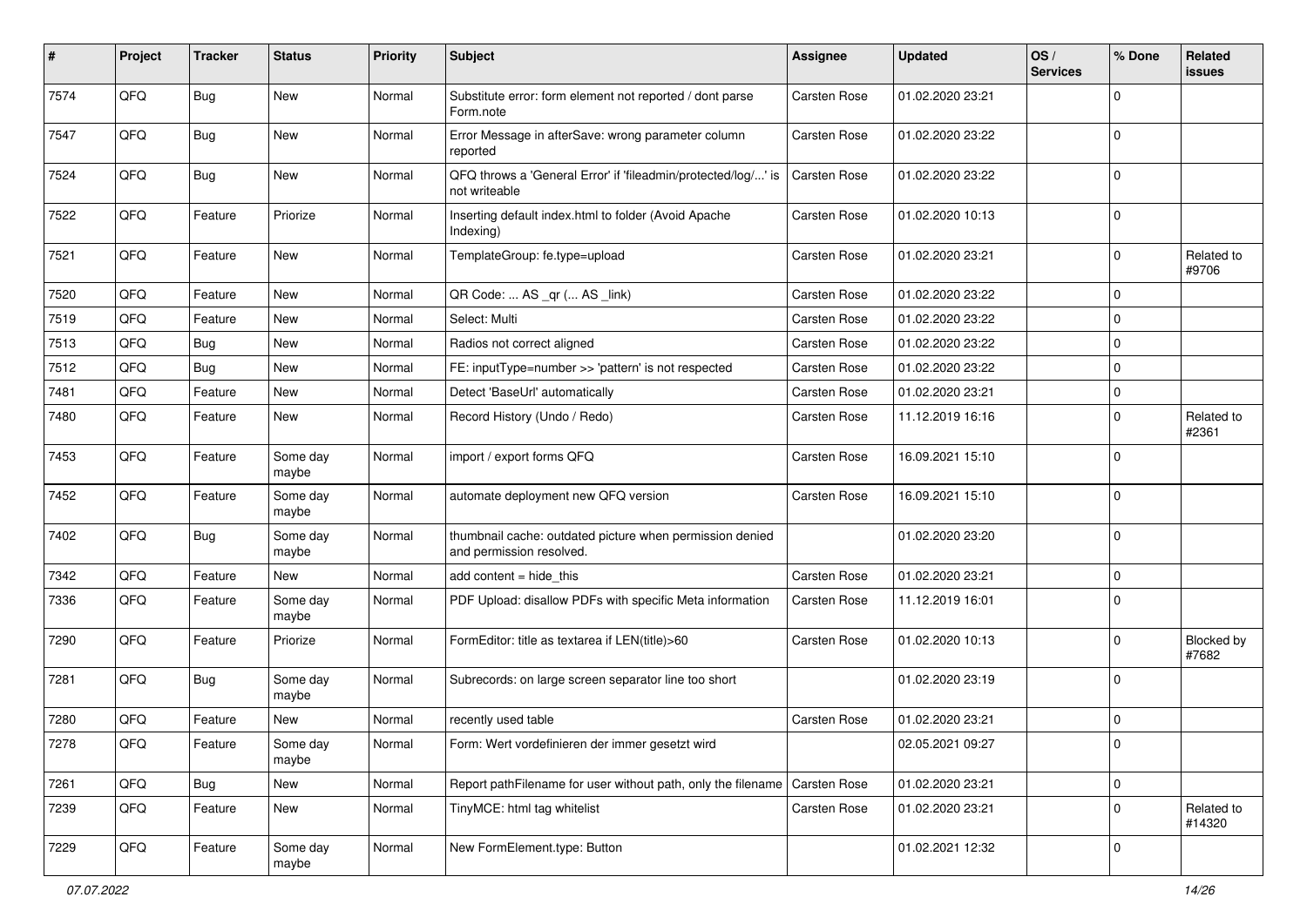| # | Project | Tracker | Status | Priority | Subject | Assignee | Updated | OS / Services | % Done | Related issues |
|---|---|---|---|---|---|---|---|---|---|---|
| 7574 | QFQ | Bug | New | Normal | Substitute error: form element not reported / dont parse Form.note | Carsten Rose | 01.02.2020 23:21 | | 0 | |
| 7547 | QFQ | Bug | New | Normal | Error Message in afterSave: wrong parameter column reported | Carsten Rose | 01.02.2020 23:22 | | 0 | |
| 7524 | QFQ | Bug | New | Normal | QFQ throws a 'General Error' if 'fileadmin/protected/log/...' is not writeable | Carsten Rose | 01.02.2020 23:22 | | 0 | |
| 7522 | QFQ | Feature | Priorize | Normal | Inserting default index.html to folder (Avoid Apache Indexing) | Carsten Rose | 01.02.2020 10:13 | | 0 | |
| 7521 | QFQ | Feature | New | Normal | TemplateGroup: fe.type=upload | Carsten Rose | 01.02.2020 23:21 | | 0 | Related to #9706 |
| 7520 | QFQ | Feature | New | Normal | QR Code: ... AS _qr (... AS _link) | Carsten Rose | 01.02.2020 23:22 | | 0 | |
| 7519 | QFQ | Feature | New | Normal | Select: Multi | Carsten Rose | 01.02.2020 23:22 | | 0 | |
| 7513 | QFQ | Bug | New | Normal | Radios not correct aligned | Carsten Rose | 01.02.2020 23:22 | | 0 | |
| 7512 | QFQ | Bug | New | Normal | FE: inputType=number >> 'pattern' is not respected | Carsten Rose | 01.02.2020 23:22 | | 0 | |
| 7481 | QFQ | Feature | New | Normal | Detect 'BaseUrl' automatically | Carsten Rose | 01.02.2020 23:21 | | 0 | |
| 7480 | QFQ | Feature | New | Normal | Record History (Undo / Redo) | Carsten Rose | 11.12.2019 16:16 | | 0 | Related to #2361 |
| 7453 | QFQ | Feature | Some day maybe | Normal | import / export forms QFQ | Carsten Rose | 16.09.2021 15:10 | | 0 | |
| 7452 | QFQ | Feature | Some day maybe | Normal | automate deployment new QFQ version | Carsten Rose | 16.09.2021 15:10 | | 0 | |
| 7402 | QFQ | Bug | Some day maybe | Normal | thumbnail cache: outdated picture when permission denied and permission resolved. | | 01.02.2020 23:20 | | 0 | |
| 7342 | QFQ | Feature | New | Normal | add content = hide_this | Carsten Rose | 01.02.2020 23:21 | | 0 | |
| 7336 | QFQ | Feature | Some day maybe | Normal | PDF Upload: disallow PDFs with specific Meta information | Carsten Rose | 11.12.2019 16:01 | | 0 | |
| 7290 | QFQ | Feature | Priorize | Normal | FormEditor: title as textarea if LEN(title)>60 | Carsten Rose | 01.02.2020 10:13 | | 0 | Blocked by #7682 |
| 7281 | QFQ | Bug | Some day maybe | Normal | Subrecords: on large screen separator line too short | | 01.02.2020 23:19 | | 0 | |
| 7280 | QFQ | Feature | New | Normal | recently used table | Carsten Rose | 01.02.2020 23:21 | | 0 | |
| 7278 | QFQ | Feature | Some day maybe | Normal | Form: Wert vordefinieren der immer gesetzt wird | | 02.05.2021 09:27 | | 0 | |
| 7261 | QFQ | Bug | New | Normal | Report pathFilename for user without path, only the filename | Carsten Rose | 01.02.2020 23:21 | | 0 | |
| 7239 | QFQ | Feature | New | Normal | TinyMCE: html tag whitelist | Carsten Rose | 01.02.2020 23:21 | | 0 | Related to #14320 |
| 7229 | QFQ | Feature | Some day maybe | Normal | New FormElement.type: Button | | 01.02.2021 12:32 | | 0 | |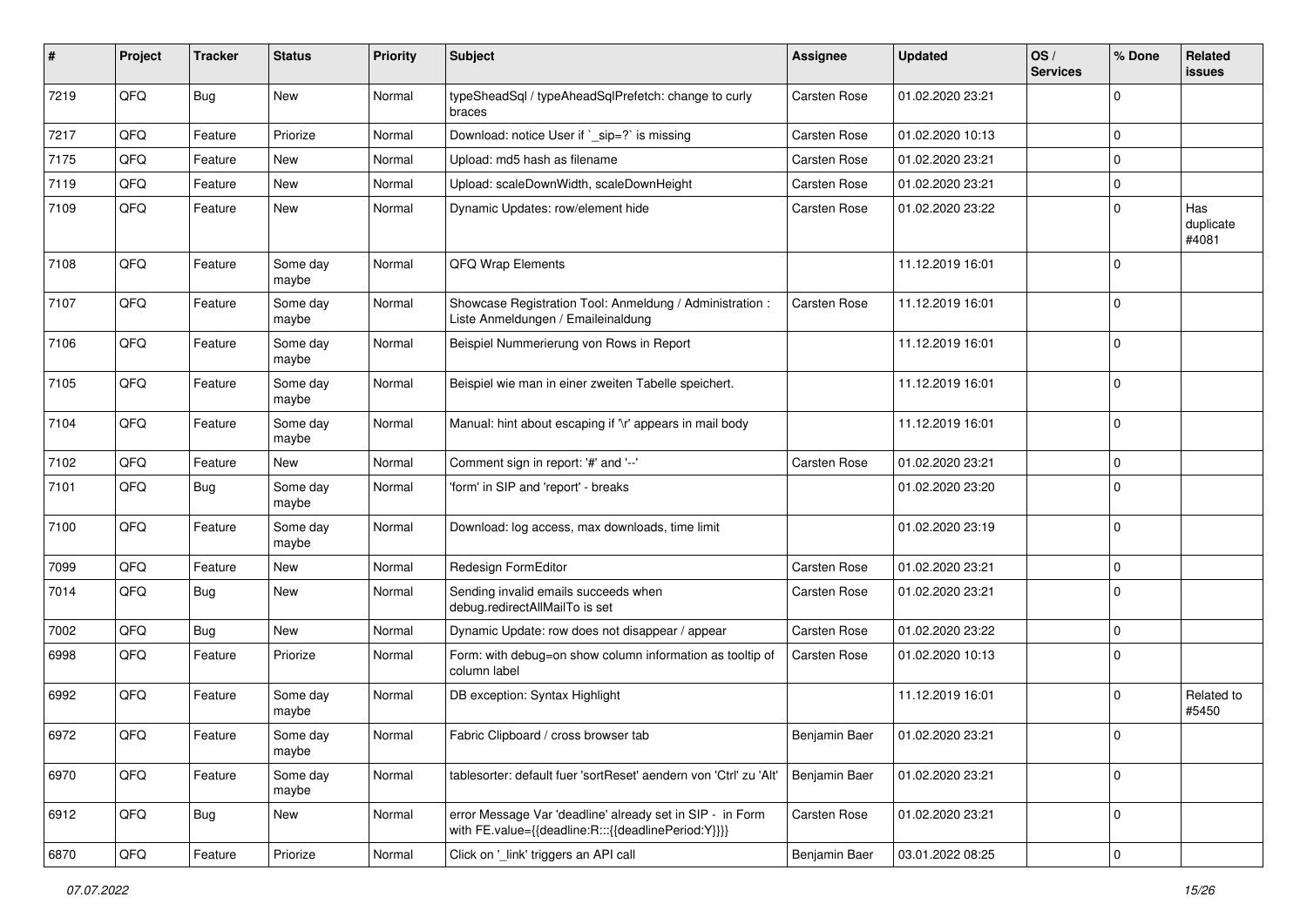| # | Project | Tracker | Status | Priority | Subject | Assignee | Updated | OS / Services | % Done | Related issues |
|---|---|---|---|---|---|---|---|---|---|---|
| 7219 | QFQ | Bug | New | Normal | typeSheadSql / typeAheadSqlPrefetch: change to curly braces | Carsten Rose | 01.02.2020 23:21 | | 0 | |
| 7217 | QFQ | Feature | Priorize | Normal | Download: notice User if `_sip=?` is missing | Carsten Rose | 01.02.2020 10:13 | | 0 | |
| 7175 | QFQ | Feature | New | Normal | Upload: md5 hash as filename | Carsten Rose | 01.02.2020 23:21 | | 0 | |
| 7119 | QFQ | Feature | New | Normal | Upload: scaleDownWidth, scaleDownHeight | Carsten Rose | 01.02.2020 23:21 | | 0 | |
| 7109 | QFQ | Feature | New | Normal | Dynamic Updates: row/element hide | Carsten Rose | 01.02.2020 23:22 | | 0 | Has duplicate #4081 |
| 7108 | QFQ | Feature | Some day maybe | Normal | QFQ Wrap Elements | | 11.12.2019 16:01 | | 0 | |
| 7107 | QFQ | Feature | Some day maybe | Normal | Showcase Registration Tool: Anmeldung / Administration : Liste Anmeldungen / Emaileinaldung | Carsten Rose | 11.12.2019 16:01 | | 0 | |
| 7106 | QFQ | Feature | Some day maybe | Normal | Beispiel Nummerierung von Rows in Report | | 11.12.2019 16:01 | | 0 | |
| 7105 | QFQ | Feature | Some day maybe | Normal | Beispiel wie man in einer zweiten Tabelle speichert. | | 11.12.2019 16:01 | | 0 | |
| 7104 | QFQ | Feature | Some day maybe | Normal | Manual: hint about escaping if '\r' appears in mail body | | 11.12.2019 16:01 | | 0 | |
| 7102 | QFQ | Feature | New | Normal | Comment sign in report: '#' and '--' | Carsten Rose | 01.02.2020 23:21 | | 0 | |
| 7101 | QFQ | Bug | Some day maybe | Normal | 'form' in SIP and 'report' - breaks | | 01.02.2020 23:20 | | 0 | |
| 7100 | QFQ | Feature | Some day maybe | Normal | Download: log access, max downloads, time limit | | 01.02.2020 23:19 | | 0 | |
| 7099 | QFQ | Feature | New | Normal | Redesign FormEditor | Carsten Rose | 01.02.2020 23:21 | | 0 | |
| 7014 | QFQ | Bug | New | Normal | Sending invalid emails succeeds when debug.redirectAllMailTo is set | Carsten Rose | 01.02.2020 23:21 | | 0 | |
| 7002 | QFQ | Bug | New | Normal | Dynamic Update: row does not disappear / appear | Carsten Rose | 01.02.2020 23:22 | | 0 | |
| 6998 | QFQ | Feature | Priorize | Normal | Form: with debug=on show column information as tooltip of column label | Carsten Rose | 01.02.2020 10:13 | | 0 | |
| 6992 | QFQ | Feature | Some day maybe | Normal | DB exception: Syntax Highlight | | 11.12.2019 16:01 | | 0 | Related to #5450 |
| 6972 | QFQ | Feature | Some day maybe | Normal | Fabric Clipboard / cross browser tab | Benjamin Baer | 01.02.2020 23:21 | | 0 | |
| 6970 | QFQ | Feature | Some day maybe | Normal | tablesorter: default fuer 'sortReset' aendern von 'Ctrl' zu 'Alt' | Benjamin Baer | 01.02.2020 23:21 | | 0 | |
| 6912 | QFQ | Bug | New | Normal | error Message Var 'deadline' already set in SIP - in Form with FE.value={{deadline:R:::{{deadlinePeriod:Y}}}} | Carsten Rose | 01.02.2020 23:21 | | 0 | |
| 6870 | QFQ | Feature | Priorize | Normal | Click on '_link' triggers an API call | Benjamin Baer | 03.01.2022 08:25 | | 0 | |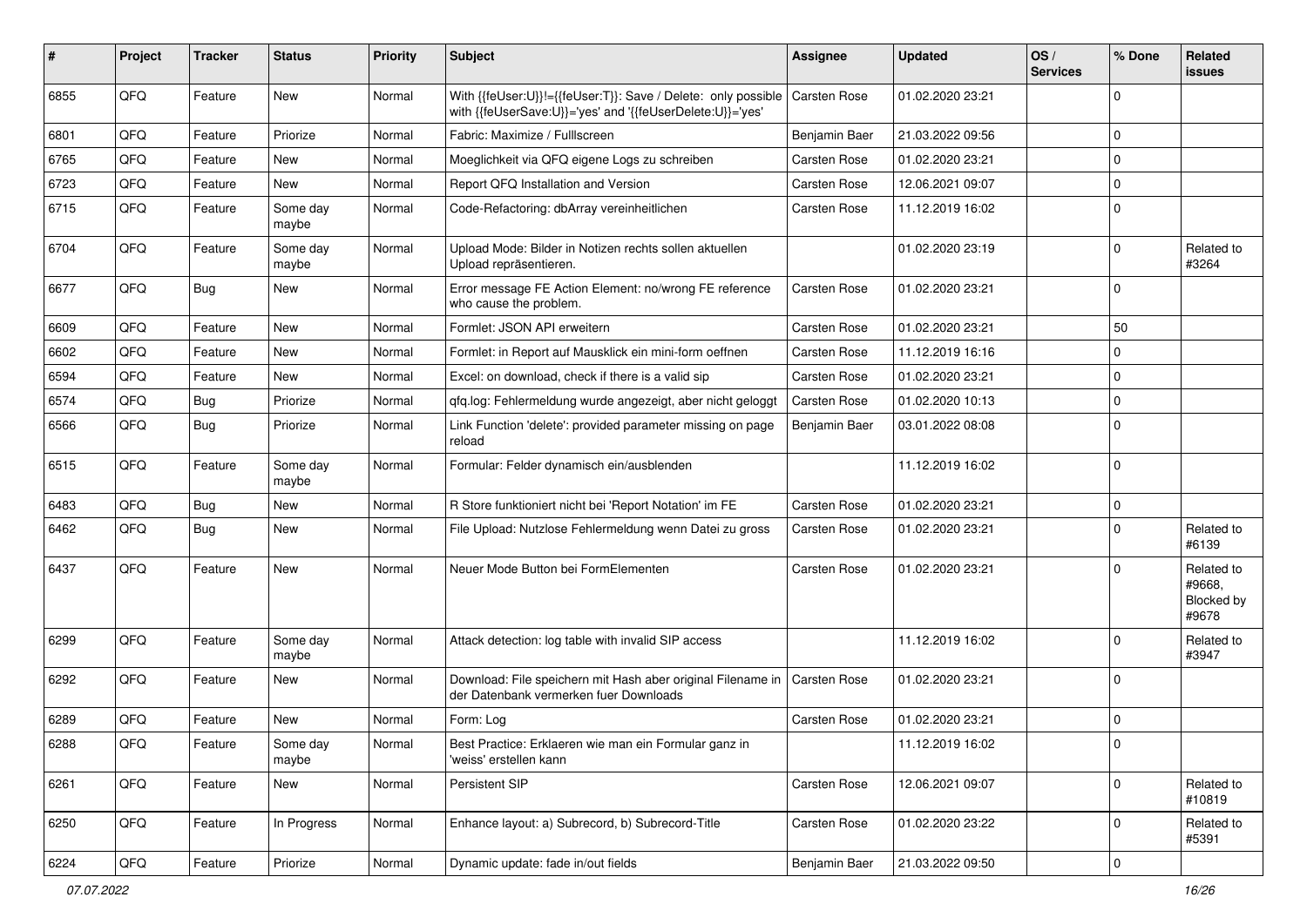| # | Project | Tracker | Status | Priority | Subject | Assignee | Updated | OS / Services | % Done | Related issues |
|---|---|---|---|---|---|---|---|---|---|---|
| 6855 | QFQ | Feature | New | Normal | With {{feUser:U}}!={{feUser:T}}: Save / Delete: only possible with {{feUserSave:U}}='yes' and '{{feUserDelete:U}}='yes' | Carsten Rose | 01.02.2020 23:21 | | 0 | |
| 6801 | QFQ | Feature | Priorize | Normal | Fabric: Maximize / Fulllscreen | Benjamin Baer | 21.03.2022 09:56 | | 0 | |
| 6765 | QFQ | Feature | New | Normal | Moeglichkeit via QFQ eigene Logs zu schreiben | Carsten Rose | 01.02.2020 23:21 | | 0 | |
| 6723 | QFQ | Feature | New | Normal | Report QFQ Installation and Version | Carsten Rose | 12.06.2021 09:07 | | 0 | |
| 6715 | QFQ | Feature | Some day maybe | Normal | Code-Refactoring: dbArray vereinheitlichen | Carsten Rose | 11.12.2019 16:02 | | 0 | |
| 6704 | QFQ | Feature | Some day maybe | Normal | Upload Mode: Bilder in Notizen rechts sollen aktuellen Upload repräsentieren. | | 01.02.2020 23:19 | | 0 | Related to #3264 |
| 6677 | QFQ | Bug | New | Normal | Error message FE Action Element: no/wrong FE reference who cause the problem. | Carsten Rose | 01.02.2020 23:21 | | 0 | |
| 6609 | QFQ | Feature | New | Normal | Formlet: JSON API erweitern | Carsten Rose | 01.02.2020 23:21 | | 50 | |
| 6602 | QFQ | Feature | New | Normal | Formlet: in Report auf Mausklick ein mini-form oeffnen | Carsten Rose | 11.12.2019 16:16 | | 0 | |
| 6594 | QFQ | Feature | New | Normal | Excel: on download, check if there is a valid sip | Carsten Rose | 01.02.2020 23:21 | | 0 | |
| 6574 | QFQ | Bug | Priorize | Normal | qfq.log: Fehlermeldung wurde angezeigt, aber nicht geloggt | Carsten Rose | 01.02.2020 10:13 | | 0 | |
| 6566 | QFQ | Bug | Priorize | Normal | Link Function 'delete': provided parameter missing on page reload | Benjamin Baer | 03.01.2022 08:08 | | 0 | |
| 6515 | QFQ | Feature | Some day maybe | Normal | Formular: Felder dynamisch ein/ausblenden | | 11.12.2019 16:02 | | 0 | |
| 6483 | QFQ | Bug | New | Normal | R Store funktioniert nicht bei 'Report Notation' im FE | Carsten Rose | 01.02.2020 23:21 | | 0 | |
| 6462 | QFQ | Bug | New | Normal | File Upload: Nutzlose Fehlermeldung wenn Datei zu gross | Carsten Rose | 01.02.2020 23:21 | | 0 | Related to #6139 |
| 6437 | QFQ | Feature | New | Normal | Neuer Mode Button bei FormElementen | Carsten Rose | 01.02.2020 23:21 | | 0 | Related to #9668, Blocked by #9678 |
| 6299 | QFQ | Feature | Some day maybe | Normal | Attack detection: log table with invalid SIP access | | 11.12.2019 16:02 | | 0 | Related to #3947 |
| 6292 | QFQ | Feature | New | Normal | Download: File speichern mit Hash aber original Filename in der Datenbank vermerken fuer Downloads | Carsten Rose | 01.02.2020 23:21 | | 0 | |
| 6289 | QFQ | Feature | New | Normal | Form: Log | Carsten Rose | 01.02.2020 23:21 | | 0 | |
| 6288 | QFQ | Feature | Some day maybe | Normal | Best Practice: Erklaeren wie man ein Formular ganz in 'weiss' erstellen kann | | 11.12.2019 16:02 | | 0 | |
| 6261 | QFQ | Feature | New | Normal | Persistent SIP | Carsten Rose | 12.06.2021 09:07 | | 0 | Related to #10819 |
| 6250 | QFQ | Feature | In Progress | Normal | Enhance layout: a) Subrecord, b) Subrecord-Title | Carsten Rose | 01.02.2020 23:22 | | 0 | Related to #5391 |
| 6224 | QFQ | Feature | Priorize | Normal | Dynamic update: fade in/out fields | Benjamin Baer | 21.03.2022 09:50 | | 0 | |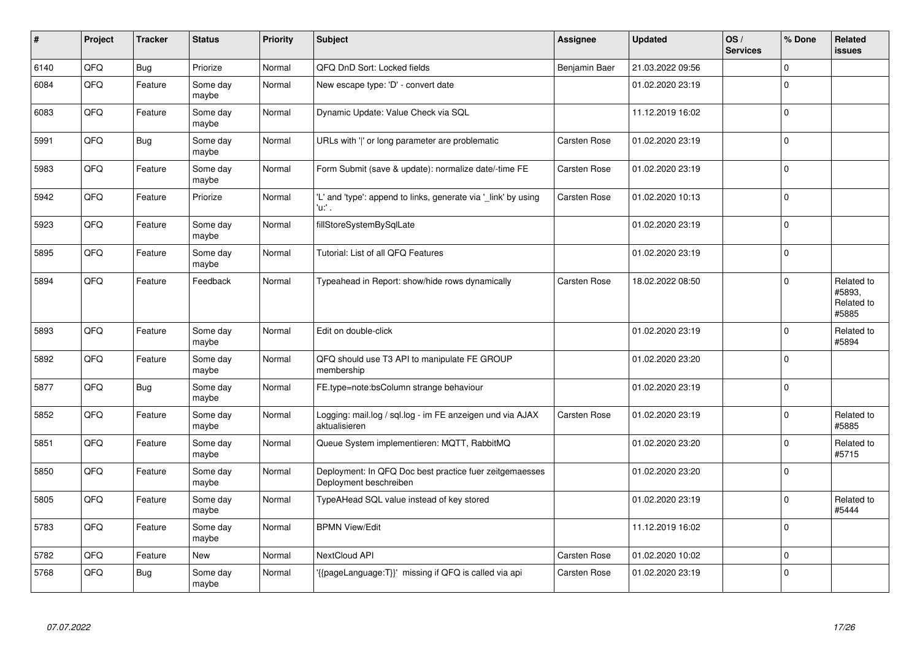| # | Project | Tracker | Status | Priority | Subject | Assignee | Updated | OS / Services | % Done | Related issues |
|---|---|---|---|---|---|---|---|---|---|---|
| 6140 | QFQ | Bug | Priorize | Normal | QFQ DnD Sort: Locked fields | Benjamin Baer | 21.03.2022 09:56 | | 0 | |
| 6084 | QFQ | Feature | Some day maybe | Normal | New escape type: 'D' - convert date | | 01.02.2020 23:19 | | 0 | |
| 6083 | QFQ | Feature | Some day maybe | Normal | Dynamic Update: Value Check via SQL | | 11.12.2019 16:02 | | 0 | |
| 5991 | QFQ | Bug | Some day maybe | Normal | URLs with '|' or long parameter are problematic | Carsten Rose | 01.02.2020 23:19 | | 0 | |
| 5983 | QFQ | Feature | Some day maybe | Normal | Form Submit (save & update): normalize date/-time FE | Carsten Rose | 01.02.2020 23:19 | | 0 | |
| 5942 | QFQ | Feature | Priorize | Normal | 'L' and 'type': append to links, generate via '_link' by using 'u:' . | Carsten Rose | 01.02.2020 10:13 | | 0 | |
| 5923 | QFQ | Feature | Some day maybe | Normal | fillStoreSystemBySqlLate | | 01.02.2020 23:19 | | 0 | |
| 5895 | QFQ | Feature | Some day maybe | Normal | Tutorial: List of all QFQ Features | | 01.02.2020 23:19 | | 0 | |
| 5894 | QFQ | Feature | Feedback | Normal | Typeahead in Report: show/hide rows dynamically | Carsten Rose | 18.02.2022 08:50 | | 0 | Related to #5893, Related to #5885 |
| 5893 | QFQ | Feature | Some day maybe | Normal | Edit on double-click | | 01.02.2020 23:19 | | 0 | Related to #5894 |
| 5892 | QFQ | Feature | Some day maybe | Normal | QFQ should use T3 API to manipulate FE GROUP membership | | 01.02.2020 23:20 | | 0 | |
| 5877 | QFQ | Bug | Some day maybe | Normal | FE.type=note:bsColumn strange behaviour | | 01.02.2020 23:19 | | 0 | |
| 5852 | QFQ | Feature | Some day maybe | Normal | Logging: mail.log / sql.log - im FE anzeigen und via AJAX aktualisieren | Carsten Rose | 01.02.2020 23:19 | | 0 | Related to #5885 |
| 5851 | QFQ | Feature | Some day maybe | Normal | Queue System implementieren: MQTT, RabbitMQ | | 01.02.2020 23:20 | | 0 | Related to #5715 |
| 5850 | QFQ | Feature | Some day maybe | Normal | Deployment: In QFQ Doc best practice fuer zeitgemaesses Deployment beschreiben | | 01.02.2020 23:20 | | 0 | |
| 5805 | QFQ | Feature | Some day maybe | Normal | TypeAHead SQL value instead of key stored | | 01.02.2020 23:19 | | 0 | Related to #5444 |
| 5783 | QFQ | Feature | Some day maybe | Normal | BPMN View/Edit | | 11.12.2019 16:02 | | 0 | |
| 5782 | QFQ | Feature | New | Normal | NextCloud API | Carsten Rose | 01.02.2020 10:02 | | 0 | |
| 5768 | QFQ | Bug | Some day maybe | Normal | '{{pageLanguage:T}}' missing if QFQ is called via api | Carsten Rose | 01.02.2020 23:19 | | 0 | |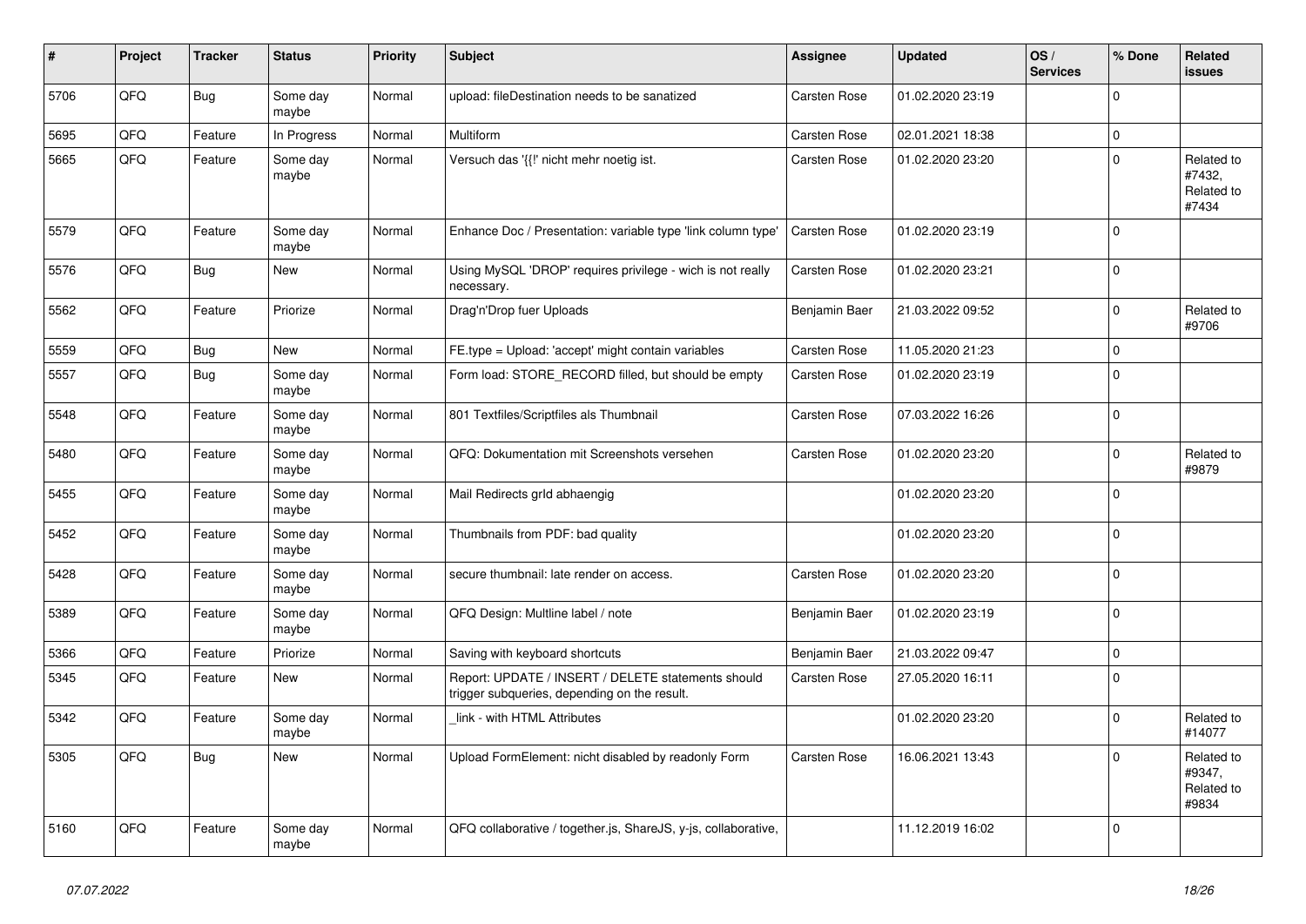| # | Project | Tracker | Status | Priority | Subject | Assignee | Updated | OS / Services | % Done | Related issues |
|---|---|---|---|---|---|---|---|---|---|---|
| 5706 | QFQ | Bug | Some day maybe | Normal | upload: fileDestination needs to be sanatized | Carsten Rose | 01.02.2020 23:19 | | 0 | |
| 5695 | QFQ | Feature | In Progress | Normal | Multiform | Carsten Rose | 02.01.2021 18:38 | | 0 | |
| 5665 | QFQ | Feature | Some day maybe | Normal | Versuch das '{{!' nicht mehr noetig ist. | Carsten Rose | 01.02.2020 23:20 | | 0 | Related to #7432, Related to #7434 |
| 5579 | QFQ | Feature | Some day maybe | Normal | Enhance Doc / Presentation: variable type 'link column type' | Carsten Rose | 01.02.2020 23:19 | | 0 | |
| 5576 | QFQ | Bug | New | Normal | Using MySQL 'DROP' requires privilege - wich is not really necessary. | Carsten Rose | 01.02.2020 23:21 | | 0 | |
| 5562 | QFQ | Feature | Priorize | Normal | Drag'n'Drop fuer Uploads | Benjamin Baer | 21.03.2022 09:52 | | 0 | Related to #9706 |
| 5559 | QFQ | Bug | New | Normal | FE.type = Upload: 'accept' might contain variables | Carsten Rose | 11.05.2020 21:23 | | 0 | |
| 5557 | QFQ | Bug | Some day maybe | Normal | Form load: STORE_RECORD filled, but should be empty | Carsten Rose | 01.02.2020 23:19 | | 0 | |
| 5548 | QFQ | Feature | Some day maybe | Normal | 801 Textfiles/Scriptfiles als Thumbnail | Carsten Rose | 07.03.2022 16:26 | | 0 | |
| 5480 | QFQ | Feature | Some day maybe | Normal | QFQ: Dokumentation mit Screenshots versehen | Carsten Rose | 01.02.2020 23:20 | | 0 | Related to #9879 |
| 5455 | QFQ | Feature | Some day maybe | Normal | Mail Redirects grId abhaengig | | 01.02.2020 23:20 | | 0 | |
| 5452 | QFQ | Feature | Some day maybe | Normal | Thumbnails from PDF: bad quality | | 01.02.2020 23:20 | | 0 | |
| 5428 | QFQ | Feature | Some day maybe | Normal | secure thumbnail: late render on access. | Carsten Rose | 01.02.2020 23:20 | | 0 | |
| 5389 | QFQ | Feature | Some day maybe | Normal | QFQ Design: Multline label / note | Benjamin Baer | 01.02.2020 23:19 | | 0 | |
| 5366 | QFQ | Feature | Priorize | Normal | Saving with keyboard shortcuts | Benjamin Baer | 21.03.2022 09:47 | | 0 | |
| 5345 | QFQ | Feature | New | Normal | Report: UPDATE / INSERT / DELETE statements should trigger subqueries, depending on the result. | Carsten Rose | 27.05.2020 16:11 | | 0 | |
| 5342 | QFQ | Feature | Some day maybe | Normal | _link - with HTML Attributes | | 01.02.2020 23:20 | | 0 | Related to #14077 |
| 5305 | QFQ | Bug | New | Normal | Upload FormElement: nicht disabled by readonly Form | Carsten Rose | 16.06.2021 13:43 | | 0 | Related to #9347, Related to #9834 |
| 5160 | QFQ | Feature | Some day maybe | Normal | QFQ collaborative / together.js, ShareJS, y-js, collaborative, | | 11.12.2019 16:02 | | 0 | |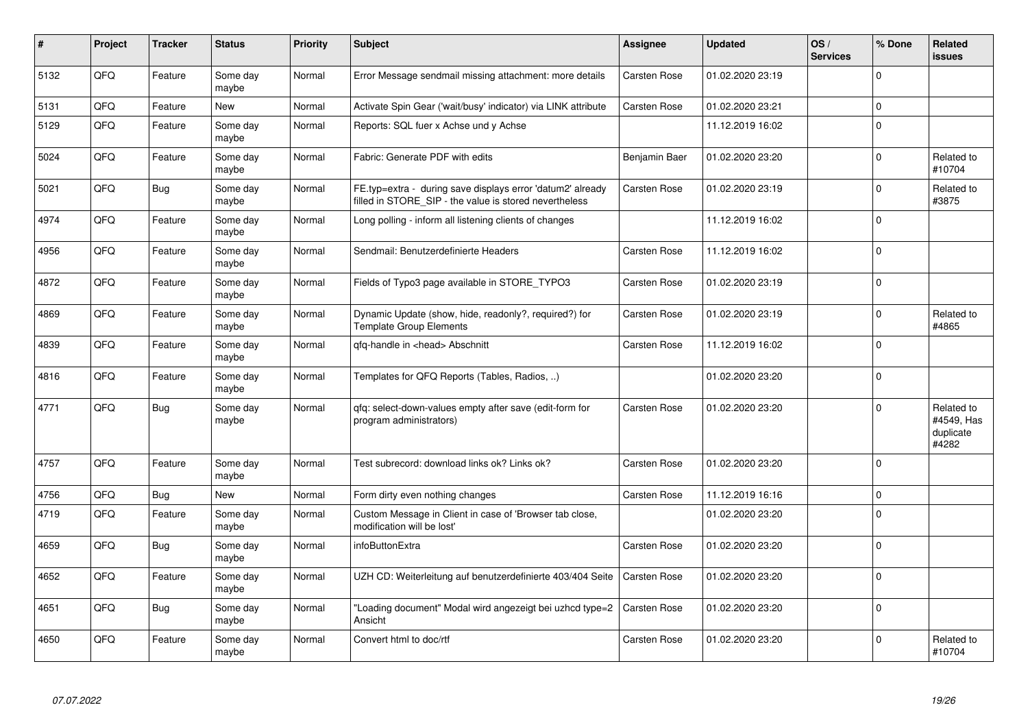| # | Project | Tracker | Status | Priority | Subject | Assignee | Updated | OS / Services | % Done | Related issues |
|---|---|---|---|---|---|---|---|---|---|---|
| 5132 | QFQ | Feature | Some day maybe | Normal | Error Message sendmail missing attachment: more details | Carsten Rose | 01.02.2020 23:19 | | 0 | |
| 5131 | QFQ | Feature | New | Normal | Activate Spin Gear ('wait/busy' indicator) via LINK attribute | Carsten Rose | 01.02.2020 23:21 | | 0 | |
| 5129 | QFQ | Feature | Some day maybe | Normal | Reports: SQL fuer x Achse und y Achse | | 11.12.2019 16:02 | | 0 | |
| 5024 | QFQ | Feature | Some day maybe | Normal | Fabric: Generate PDF with edits | Benjamin Baer | 01.02.2020 23:20 | | 0 | Related to #10704 |
| 5021 | QFQ | Bug | Some day maybe | Normal | FE.typ=extra - during save displays error 'datum2' already filled in STORE_SIP - the value is stored nevertheless | Carsten Rose | 01.02.2020 23:19 | | 0 | Related to #3875 |
| 4974 | QFQ | Feature | Some day maybe | Normal | Long polling - inform all listening clients of changes | | 11.12.2019 16:02 | | 0 | |
| 4956 | QFQ | Feature | Some day maybe | Normal | Sendmail: Benutzerdefinierte Headers | Carsten Rose | 11.12.2019 16:02 | | 0 | |
| 4872 | QFQ | Feature | Some day maybe | Normal | Fields of Typo3 page available in STORE_TYPO3 | Carsten Rose | 01.02.2020 23:19 | | 0 | |
| 4869 | QFQ | Feature | Some day maybe | Normal | Dynamic Update (show, hide, readonly?, required?) for Template Group Elements | Carsten Rose | 01.02.2020 23:19 | | 0 | Related to #4865 |
| 4839 | QFQ | Feature | Some day maybe | Normal | qfq-handle in <head> Abschnitt | Carsten Rose | 11.12.2019 16:02 | | 0 | |
| 4816 | QFQ | Feature | Some day maybe | Normal | Templates for QFQ Reports (Tables, Radios, ..) | | 01.02.2020 23:20 | | 0 | |
| 4771 | QFQ | Bug | Some day maybe | Normal | qfq: select-down-values empty after save (edit-form for program administrators) | Carsten Rose | 01.02.2020 23:20 | | 0 | Related to #4549, Has duplicate #4282 |
| 4757 | QFQ | Feature | Some day maybe | Normal | Test subrecord: download links ok? Links ok? | Carsten Rose | 01.02.2020 23:20 | | 0 | |
| 4756 | QFQ | Bug | New | Normal | Form dirty even nothing changes | Carsten Rose | 11.12.2019 16:16 | | 0 | |
| 4719 | QFQ | Feature | Some day maybe | Normal | Custom Message in Client in case of 'Browser tab close, modification will be lost' | | 01.02.2020 23:20 | | 0 | |
| 4659 | QFQ | Bug | Some day maybe | Normal | infoButtonExtra | Carsten Rose | 01.02.2020 23:20 | | 0 | |
| 4652 | QFQ | Feature | Some day maybe | Normal | UZH CD: Weiterleitung auf benutzerdefinierte 403/404 Seite | Carsten Rose | 01.02.2020 23:20 | | 0 | |
| 4651 | QFQ | Bug | Some day maybe | Normal | "Loading document" Modal wird angezeigt bei uzhcd type=2 Ansicht | Carsten Rose | 01.02.2020 23:20 | | 0 | |
| 4650 | QFQ | Feature | Some day maybe | Normal | Convert html to doc/rtf | Carsten Rose | 01.02.2020 23:20 | | 0 | Related to #10704 |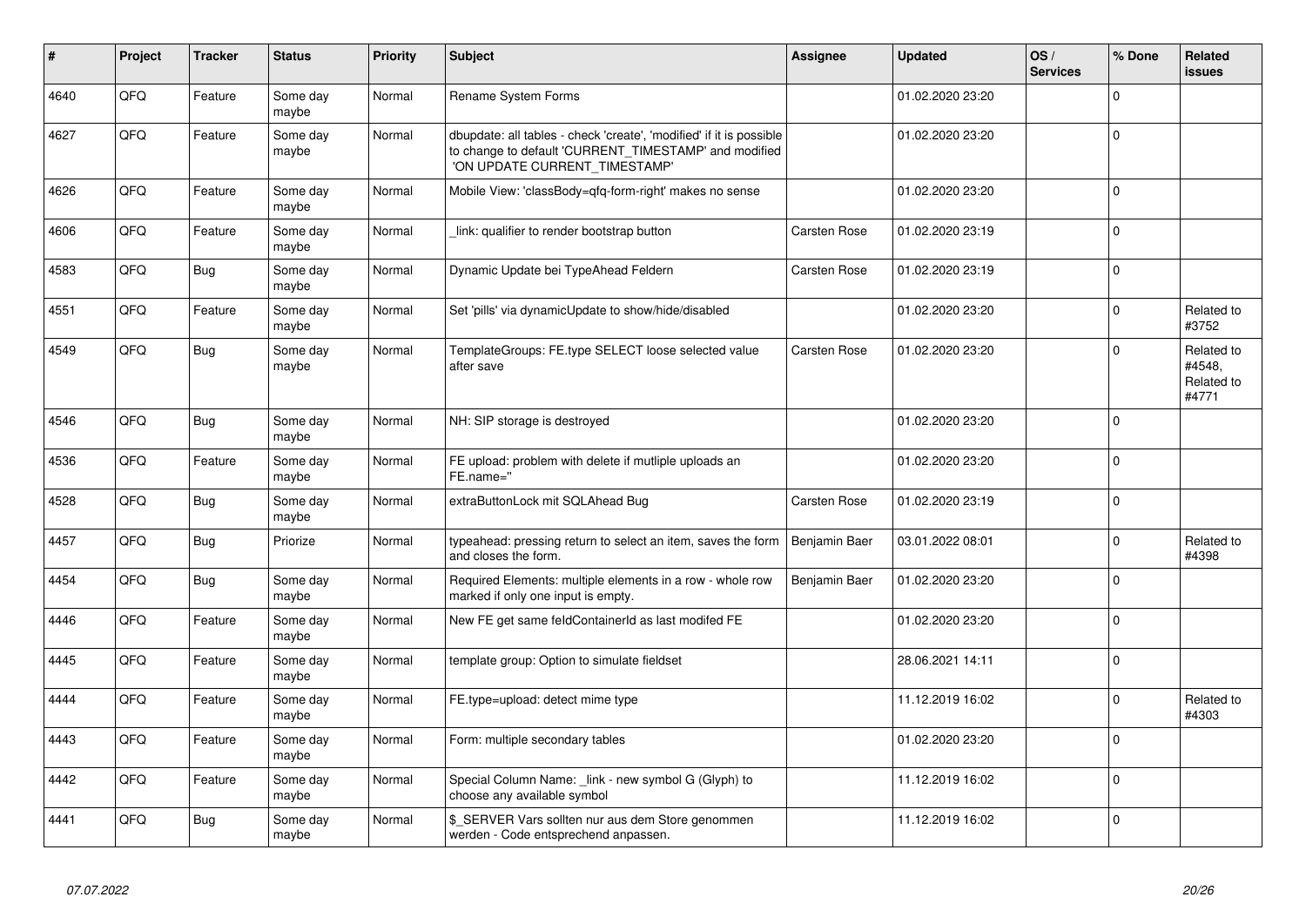| # | Project | Tracker | Status | Priority | Subject | Assignee | Updated | OS / Services | % Done | Related issues |
|---|---|---|---|---|---|---|---|---|---|---|
| 4640 | QFQ | Feature | Some day maybe | Normal | Rename System Forms | | 01.02.2020 23:20 | | 0 | |
| 4627 | QFQ | Feature | Some day maybe | Normal | dbupdate: all tables - check 'create', 'modified' if it is possible to change to default 'CURRENT_TIMESTAMP' and modified 'ON UPDATE CURRENT_TIMESTAMP' | | 01.02.2020 23:20 | | 0 | |
| 4626 | QFQ | Feature | Some day maybe | Normal | Mobile View: 'classBody=qfq-form-right' makes no sense | | 01.02.2020 23:20 | | 0 | |
| 4606 | QFQ | Feature | Some day maybe | Normal | _link: qualifier to render bootstrap button | Carsten Rose | 01.02.2020 23:19 | | 0 | |
| 4583 | QFQ | Bug | Some day maybe | Normal | Dynamic Update bei TypeAhead Feldern | Carsten Rose | 01.02.2020 23:19 | | 0 | |
| 4551 | QFQ | Feature | Some day maybe | Normal | Set 'pills' via dynamicUpdate to show/hide/disabled | | 01.02.2020 23:20 | | 0 | Related to #3752 |
| 4549 | QFQ | Bug | Some day maybe | Normal | TemplateGroups: FE.type SELECT loose selected value after save | Carsten Rose | 01.02.2020 23:20 | | 0 | Related to #4548, Related to #4771 |
| 4546 | QFQ | Bug | Some day maybe | Normal | NH: SIP storage is destroyed | | 01.02.2020 23:20 | | 0 | |
| 4536 | QFQ | Feature | Some day maybe | Normal | FE upload: problem with delete if mutliple uploads an FE.name='' | | 01.02.2020 23:20 | | 0 | |
| 4528 | QFQ | Bug | Some day maybe | Normal | extraButtonLock mit SQLAhead Bug | Carsten Rose | 01.02.2020 23:19 | | 0 | |
| 4457 | QFQ | Bug | Priorize | Normal | typeahead: pressing return to select an item, saves the form and closes the form. | Benjamin Baer | 03.01.2022 08:01 | | 0 | Related to #4398 |
| 4454 | QFQ | Bug | Some day maybe | Normal | Required Elements: multiple elements in a row - whole row marked if only one input is empty. | Benjamin Baer | 01.02.2020 23:20 | | 0 | |
| 4446 | QFQ | Feature | Some day maybe | Normal | New FE get same feldContainerId as last modifed FE | | 01.02.2020 23:20 | | 0 | |
| 4445 | QFQ | Feature | Some day maybe | Normal | template group: Option to simulate fieldset | | 28.06.2021 14:11 | | 0 | |
| 4444 | QFQ | Feature | Some day maybe | Normal | FE.type=upload: detect mime type | | 11.12.2019 16:02 | | 0 | Related to #4303 |
| 4443 | QFQ | Feature | Some day maybe | Normal | Form: multiple secondary tables | | 01.02.2020 23:20 | | 0 | |
| 4442 | QFQ | Feature | Some day maybe | Normal | Special Column Name: _link - new symbol G (Glyph) to choose any available symbol | | 11.12.2019 16:02 | | 0 | |
| 4441 | QFQ | Bug | Some day maybe | Normal | $_SERVER Vars sollten nur aus dem Store genommen werden - Code entsprechend anpassen. | | 11.12.2019 16:02 | | 0 | |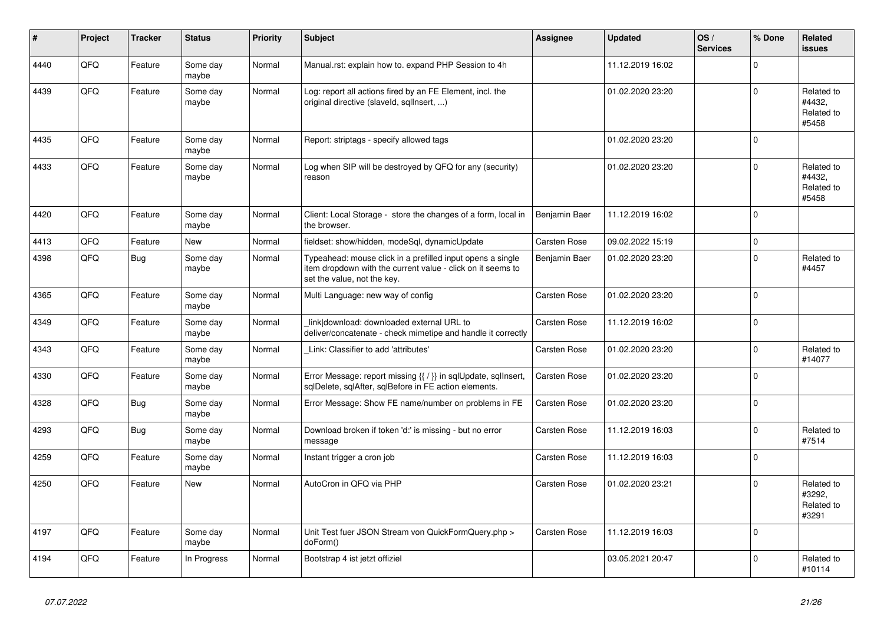| # | Project | Tracker | Status | Priority | Subject | Assignee | Updated | OS / Services | % Done | Related issues |
|---|---|---|---|---|---|---|---|---|---|---|
| 4440 | QFQ | Feature | Some day maybe | Normal | Manual.rst: explain how to. expand PHP Session to 4h | | 11.12.2019 16:02 | | 0 | |
| 4439 | QFQ | Feature | Some day maybe | Normal | Log: report all actions fired by an FE Element, incl. the original directive (slaveId, sqlInsert, ...) | | 01.02.2020 23:20 | | 0 | Related to #4432, Related to #5458 |
| 4435 | QFQ | Feature | Some day maybe | Normal | Report: striptags - specify allowed tags | | 01.02.2020 23:20 | | 0 | |
| 4433 | QFQ | Feature | Some day maybe | Normal | Log when SIP will be destroyed by QFQ for any (security) reason | | 01.02.2020 23:20 | | 0 | Related to #4432, Related to #5458 |
| 4420 | QFQ | Feature | Some day maybe | Normal | Client: Local Storage - store the changes of a form, local in the browser. | Benjamin Baer | 11.12.2019 16:02 | | 0 | |
| 4413 | QFQ | Feature | New | Normal | fieldset: show/hidden, modeSql, dynamicUpdate | Carsten Rose | 09.02.2022 15:19 | | 0 | |
| 4398 | QFQ | Bug | Some day maybe | Normal | Typeahead: mouse click in a prefilled input opens a single item dropdown with the current value - click on it seems to set the value, not the key. | Benjamin Baer | 01.02.2020 23:20 | | 0 | Related to #4457 |
| 4365 | QFQ | Feature | Some day maybe | Normal | Multi Language: new way of config | Carsten Rose | 01.02.2020 23:20 | | 0 | |
| 4349 | QFQ | Feature | Some day maybe | Normal | _link\|download: downloaded external URL to deliver/concatenate - check mimetipe and handle it correctly | Carsten Rose | 11.12.2019 16:02 | | 0 | |
| 4343 | QFQ | Feature | Some day maybe | Normal | _Link: Classifier to add 'attributes' | Carsten Rose | 01.02.2020 23:20 | | 0 | Related to #14077 |
| 4330 | QFQ | Feature | Some day maybe | Normal | Error Message: report missing {{ / }} in sqlUpdate, sqlInsert, sqlDelete, sqlAfter, sqlBefore in FE action elements. | Carsten Rose | 01.02.2020 23:20 | | 0 | |
| 4328 | QFQ | Bug | Some day maybe | Normal | Error Message: Show FE name/number on problems in FE | Carsten Rose | 01.02.2020 23:20 | | 0 | |
| 4293 | QFQ | Bug | Some day maybe | Normal | Download broken if token 'd:' is missing - but no error message | Carsten Rose | 11.12.2019 16:03 | | 0 | Related to #7514 |
| 4259 | QFQ | Feature | Some day maybe | Normal | Instant trigger a cron job | Carsten Rose | 11.12.2019 16:03 | | 0 | |
| 4250 | QFQ | Feature | New | Normal | AutoCron in QFQ via PHP | Carsten Rose | 01.02.2020 23:21 | | 0 | Related to #3292, Related to #3291 |
| 4197 | QFQ | Feature | Some day maybe | Normal | Unit Test fuer JSON Stream von QuickFormQuery.php > doForm() | Carsten Rose | 11.12.2019 16:03 | | 0 | |
| 4194 | QFQ | Feature | In Progress | Normal | Bootstrap 4 ist jetzt offiziel | | 03.05.2021 20:47 | | 0 | Related to #10114 |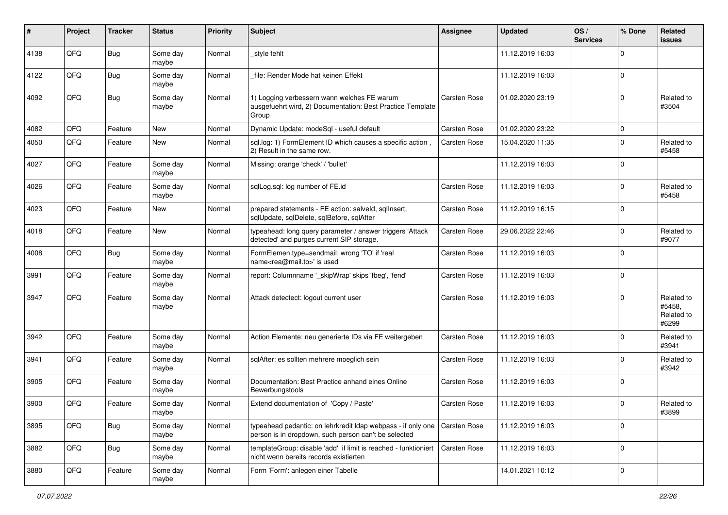| # | Project | Tracker | Status | Priority | Subject | Assignee | Updated | OS / Services | % Done | Related issues |
|---|---|---|---|---|---|---|---|---|---|---|
| 4138 | QFQ | Bug | Some day maybe | Normal | _style fehlt | | 11.12.2019 16:03 | | 0 | |
| 4122 | QFQ | Bug | Some day maybe | Normal | _file: Render Mode hat keinen Effekt | | 11.12.2019 16:03 | | 0 | |
| 4092 | QFQ | Bug | Some day maybe | Normal | 1) Logging verbessern wann welches FE warum ausgefuehrt wird, 2) Documentation: Best Practice Template Group | Carsten Rose | 01.02.2020 23:19 | | 0 | Related to #3504 |
| 4082 | QFQ | Feature | New | Normal | Dynamic Update: modeSql - useful default | Carsten Rose | 01.02.2020 23:22 | | 0 | |
| 4050 | QFQ | Feature | New | Normal | sql.log: 1) FormElement ID which causes a specific action , 2) Result in the same row. | Carsten Rose | 15.04.2020 11:35 | | 0 | Related to #5458 |
| 4027 | QFQ | Feature | Some day maybe | Normal | Missing: orange 'check' / 'bullet' | | 11.12.2019 16:03 | | 0 | |
| 4026 | QFQ | Feature | Some day maybe | Normal | sqlLog.sql: log number of FE.id | Carsten Rose | 11.12.2019 16:03 | | 0 | Related to #5458 |
| 4023 | QFQ | Feature | New | Normal | prepared statements - FE action: salveld, sqlInsert, sqlUpdate, sqlDelete, sqlBefore, sqlAfter | Carsten Rose | 11.12.2019 16:15 | | 0 | |
| 4018 | QFQ | Feature | New | Normal | typeahead: long query parameter / answer triggers 'Attack detected' and purges current SIP storage. | Carsten Rose | 29.06.2022 22:46 | | 0 | Related to #9077 |
| 4008 | QFQ | Bug | Some day maybe | Normal | FormElemen.type=sendmail: wrong 'TO' if 'real name<rea@mail.to>' is used | Carsten Rose | 11.12.2019 16:03 | | 0 | |
| 3991 | QFQ | Feature | Some day maybe | Normal | report: Columnname '_skipWrap' skips 'fbeg', 'fend' | Carsten Rose | 11.12.2019 16:03 | | 0 | |
| 3947 | QFQ | Feature | Some day maybe | Normal | Attack detectect: logout current user | Carsten Rose | 11.12.2019 16:03 | | 0 | Related to #5458, Related to #6299 |
| 3942 | QFQ | Feature | Some day maybe | Normal | Action Elemente: neu generierte IDs via FE weitergeben | Carsten Rose | 11.12.2019 16:03 | | 0 | Related to #3941 |
| 3941 | QFQ | Feature | Some day maybe | Normal | sqlAfter: es sollten mehrere moeglich sein | Carsten Rose | 11.12.2019 16:03 | | 0 | Related to #3942 |
| 3905 | QFQ | Feature | Some day maybe | Normal | Documentation: Best Practice anhand eines Online Bewerbungstools | Carsten Rose | 11.12.2019 16:03 | | 0 | |
| 3900 | QFQ | Feature | Some day maybe | Normal | Extend documentation of 'Copy / Paste' | Carsten Rose | 11.12.2019 16:03 | | 0 | Related to #3899 |
| 3895 | QFQ | Bug | Some day maybe | Normal | typeahead pedantic: on lehrkredit ldap webpass - if only one person is in dropdown, such person can't be selected | Carsten Rose | 11.12.2019 16:03 | | 0 | |
| 3882 | QFQ | Bug | Some day maybe | Normal | templateGroup: disable 'add' if limit is reached - funktioniert nicht wenn bereits records existierten | Carsten Rose | 11.12.2019 16:03 | | 0 | |
| 3880 | QFQ | Feature | Some day maybe | Normal | Form 'Form': anlegen einer Tabelle | | 14.01.2021 10:12 | | 0 | |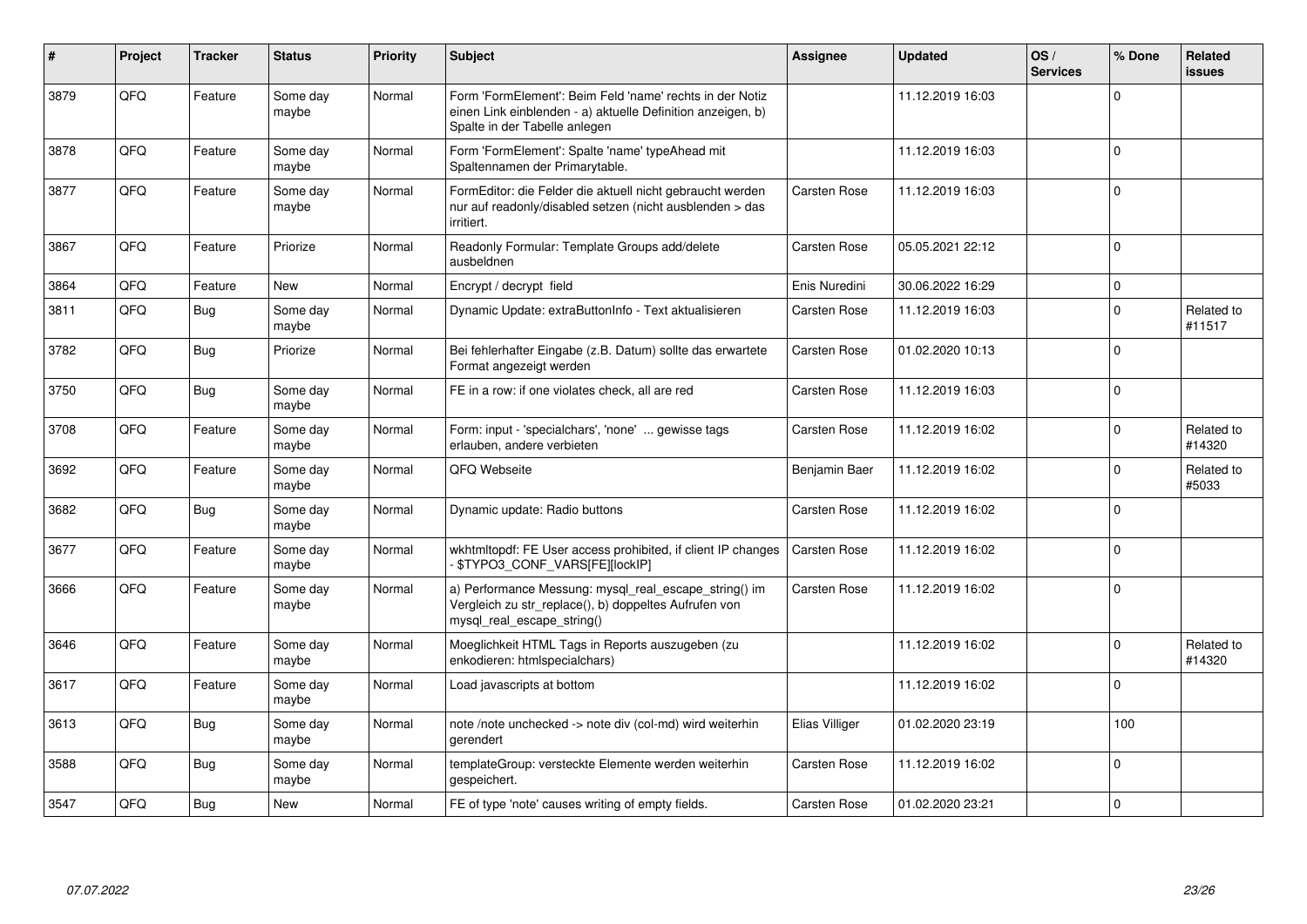| # | Project | Tracker | Status | Priority | Subject | Assignee | Updated | OS / Services | % Done | Related issues |
|---|---|---|---|---|---|---|---|---|---|---|
| 3879 | QFQ | Feature | Some day maybe | Normal | Form 'FormElement': Beim Feld 'name' rechts in der Notiz einen Link einblenden - a) aktuelle Definition anzeigen, b) Spalte in der Tabelle anlegen | | 11.12.2019 16:03 | | 0 | |
| 3878 | QFQ | Feature | Some day maybe | Normal | Form 'FormElement': Spalte 'name' typeAhead mit Spaltennamen der Primarytable. | | 11.12.2019 16:03 | | 0 | |
| 3877 | QFQ | Feature | Some day maybe | Normal | FormEditor: die Felder die aktuell nicht gebraucht werden nur auf readonly/disabled setzen (nicht ausblenden > das irritiert. | Carsten Rose | 11.12.2019 16:03 | | 0 | |
| 3867 | QFQ | Feature | Priorize | Normal | Readonly Formular: Template Groups add/delete ausbeldnen | Carsten Rose | 05.05.2021 22:12 | | 0 | |
| 3864 | QFQ | Feature | New | Normal | Encrypt / decrypt field | Enis Nuredini | 30.06.2022 16:29 | | 0 | |
| 3811 | QFQ | Bug | Some day maybe | Normal | Dynamic Update: extraButtonInfo - Text aktualisieren | Carsten Rose | 11.12.2019 16:03 | | 0 | Related to #11517 |
| 3782 | QFQ | Bug | Priorize | Normal | Bei fehlerhafter Eingabe (z.B. Datum) sollte das erwartete Format angezeigt werden | Carsten Rose | 01.02.2020 10:13 | | 0 | |
| 3750 | QFQ | Bug | Some day maybe | Normal | FE in a row: if one violates check, all are red | Carsten Rose | 11.12.2019 16:03 | | 0 | |
| 3708 | QFQ | Feature | Some day maybe | Normal | Form: input - 'specialchars', 'none' ... gewisse tags erlauben, andere verbieten | Carsten Rose | 11.12.2019 16:02 | | 0 | Related to #14320 |
| 3692 | QFQ | Feature | Some day maybe | Normal | QFQ Webseite | Benjamin Baer | 11.12.2019 16:02 | | 0 | Related to #5033 |
| 3682 | QFQ | Bug | Some day maybe | Normal | Dynamic update: Radio buttons | Carsten Rose | 11.12.2019 16:02 | | 0 | |
| 3677 | QFQ | Feature | Some day maybe | Normal | wkhtmltopdf: FE User access prohibited, if client IP changes - $TYPO3_CONF_VARS[FE][lockIP] | Carsten Rose | 11.12.2019 16:02 | | 0 | |
| 3666 | QFQ | Feature | Some day maybe | Normal | a) Performance Messung: mysql_real_escape_string() im Vergleich zu str_replace(), b) doppeltes Aufrufen von mysql_real_escape_string() | Carsten Rose | 11.12.2019 16:02 | | 0 | |
| 3646 | QFQ | Feature | Some day maybe | Normal | Moeglichkeit HTML Tags in Reports auszugeben (zu enkodieren: htmlspecialchars) | | 11.12.2019 16:02 | | 0 | Related to #14320 |
| 3617 | QFQ | Feature | Some day maybe | Normal | Load javascripts at bottom | | 11.12.2019 16:02 | | 0 | |
| 3613 | QFQ | Bug | Some day maybe | Normal | note /note unchecked -> note div (col-md) wird weiterhin gerendert | Elias Villiger | 01.02.2020 23:19 | | 100 | |
| 3588 | QFQ | Bug | Some day maybe | Normal | templateGroup: versteckte Elemente werden weiterhin gespeichert. | Carsten Rose | 11.12.2019 16:02 | | 0 | |
| 3547 | QFQ | Bug | New | Normal | FE of type 'note' causes writing of empty fields. | Carsten Rose | 01.02.2020 23:21 | | 0 | |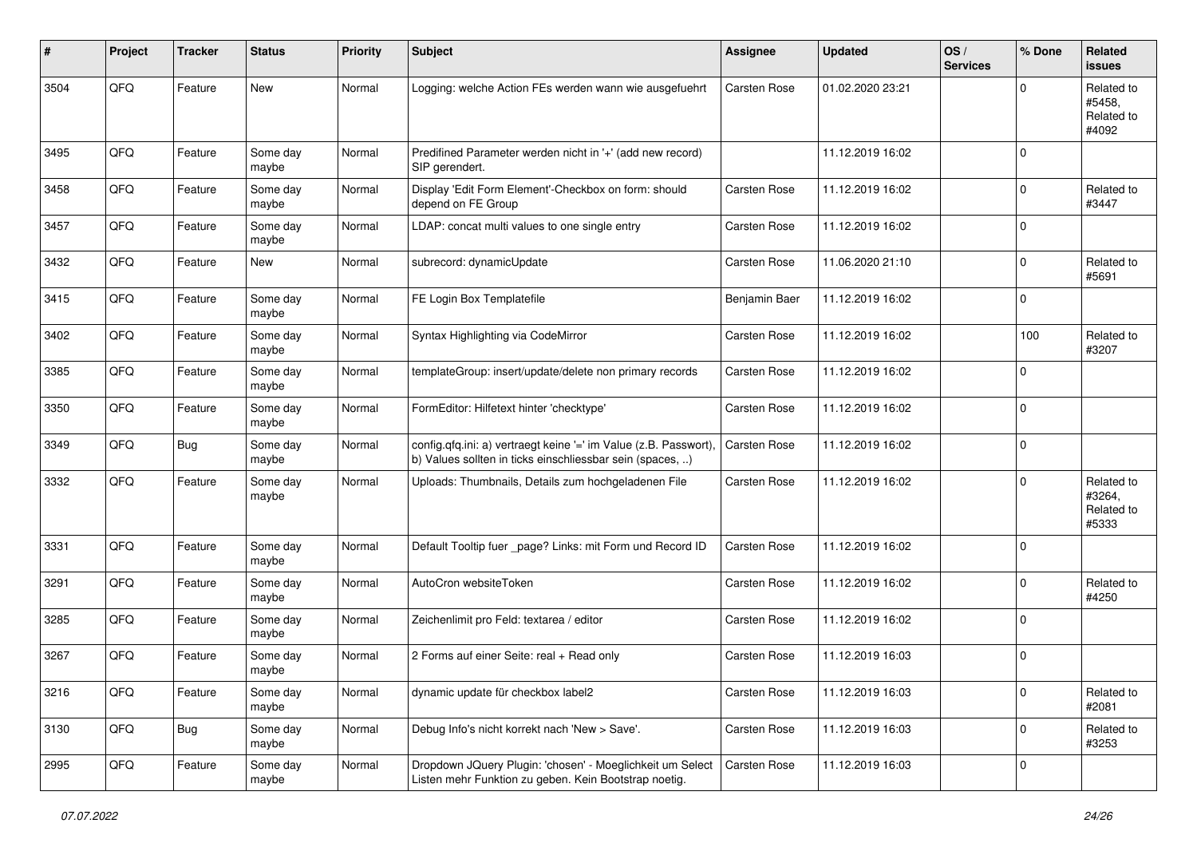| # | Project | Tracker | Status | Priority | Subject | Assignee | Updated | OS / Services | % Done | Related issues |
|---|---|---|---|---|---|---|---|---|---|---|
| 3504 | QFQ | Feature | New | Normal | Logging: welche Action FEs werden wann wie ausgefuehrt | Carsten Rose | 01.02.2020 23:21 | | 0 | Related to #5458, Related to #4092 |
| 3495 | QFQ | Feature | Some day maybe | Normal | Predifined Parameter werden nicht in '+' (add new record) SIP gerendert. | | 11.12.2019 16:02 | | 0 | |
| 3458 | QFQ | Feature | Some day maybe | Normal | Display 'Edit Form Element'-Checkbox on form: should depend on FE Group | Carsten Rose | 11.12.2019 16:02 | | 0 | Related to #3447 |
| 3457 | QFQ | Feature | Some day maybe | Normal | LDAP: concat multi values to one single entry | Carsten Rose | 11.12.2019 16:02 | | 0 | |
| 3432 | QFQ | Feature | New | Normal | subrecord: dynamicUpdate | Carsten Rose | 11.06.2020 21:10 | | 0 | Related to #5691 |
| 3415 | QFQ | Feature | Some day maybe | Normal | FE Login Box Templatefile | Benjamin Baer | 11.12.2019 16:02 | | 0 | |
| 3402 | QFQ | Feature | Some day maybe | Normal | Syntax Highlighting via CodeMirror | Carsten Rose | 11.12.2019 16:02 | | 100 | Related to #3207 |
| 3385 | QFQ | Feature | Some day maybe | Normal | templateGroup: insert/update/delete non primary records | Carsten Rose | 11.12.2019 16:02 | | 0 | |
| 3350 | QFQ | Feature | Some day maybe | Normal | FormEditor: Hilfetext hinter 'checktype' | Carsten Rose | 11.12.2019 16:02 | | 0 | |
| 3349 | QFQ | Bug | Some day maybe | Normal | config.qfq.ini: a) vertraegt keine '=' im Value (z.B. Passwort), b) Values sollten in ticks einschliessbar sein (spaces, ..) | Carsten Rose | 11.12.2019 16:02 | | 0 | |
| 3332 | QFQ | Feature | Some day maybe | Normal | Uploads: Thumbnails, Details zum hochgeladenen File | Carsten Rose | 11.12.2019 16:02 | | 0 | Related to #3264, Related to #5333 |
| 3331 | QFQ | Feature | Some day maybe | Normal | Default Tooltip fuer _page? Links: mit Form und Record ID | Carsten Rose | 11.12.2019 16:02 | | 0 | |
| 3291 | QFQ | Feature | Some day maybe | Normal | AutoCron websiteToken | Carsten Rose | 11.12.2019 16:02 | | 0 | Related to #4250 |
| 3285 | QFQ | Feature | Some day maybe | Normal | Zeichenlimit pro Feld: textarea / editor | Carsten Rose | 11.12.2019 16:02 | | 0 | |
| 3267 | QFQ | Feature | Some day maybe | Normal | 2 Forms auf einer Seite: real + Read only | Carsten Rose | 11.12.2019 16:03 | | 0 | |
| 3216 | QFQ | Feature | Some day maybe | Normal | dynamic update für checkbox label2 | Carsten Rose | 11.12.2019 16:03 | | 0 | Related to #2081 |
| 3130 | QFQ | Bug | Some day maybe | Normal | Debug Info's nicht korrekt nach 'New > Save'. | Carsten Rose | 11.12.2019 16:03 | | 0 | Related to #3253 |
| 2995 | QFQ | Feature | Some day maybe | Normal | Dropdown JQuery Plugin: 'chosen' - Moeglichkeit um Select Listen mehr Funktion zu geben. Kein Bootstrap noetig. | Carsten Rose | 11.12.2019 16:03 | | 0 | |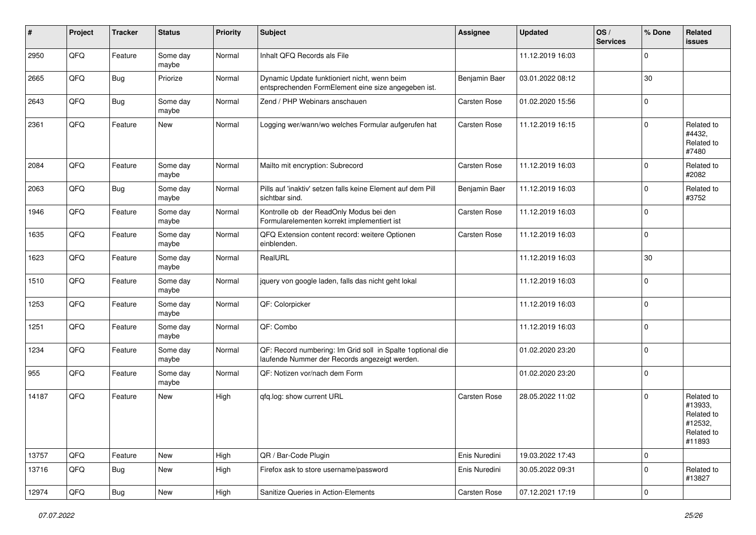| # | Project | Tracker | Status | Priority | Subject | Assignee | Updated | OS / Services | % Done | Related issues |
|---|---|---|---|---|---|---|---|---|---|---|
| 2950 | QFQ | Feature | Some day maybe | Normal | Inhalt QFQ Records als File | | 11.12.2019 16:03 | | 0 | |
| 2665 | QFQ | Bug | Priorize | Normal | Dynamic Update funktioniert nicht, wenn beim entsprechenden FormElement eine size angegeben ist. | Benjamin Baer | 03.01.2022 08:12 | | 30 | |
| 2643 | QFQ | Bug | Some day maybe | Normal | Zend / PHP Webinars anschauen | Carsten Rose | 01.02.2020 15:56 | | 0 | |
| 2361 | QFQ | Feature | New | Normal | Logging wer/wann/wo welches Formular aufgerufen hat | Carsten Rose | 11.12.2019 16:15 | | 0 | Related to #4432, Related to #7480 |
| 2084 | QFQ | Feature | Some day maybe | Normal | Mailto mit encryption: Subrecord | Carsten Rose | 11.12.2019 16:03 | | 0 | Related to #2082 |
| 2063 | QFQ | Bug | Some day maybe | Normal | Pills auf 'inaktiv' setzen falls keine Element auf dem Pill sichtbar sind. | Benjamin Baer | 11.12.2019 16:03 | | 0 | Related to #3752 |
| 1946 | QFQ | Feature | Some day maybe | Normal | Kontrolle ob der ReadOnly Modus bei den Formularelementen korrekt implementiert ist | Carsten Rose | 11.12.2019 16:03 | | 0 | |
| 1635 | QFQ | Feature | Some day maybe | Normal | QFQ Extension content record: weitere Optionen einblenden. | Carsten Rose | 11.12.2019 16:03 | | 0 | |
| 1623 | QFQ | Feature | Some day maybe | Normal | RealURL | | 11.12.2019 16:03 | | 30 | |
| 1510 | QFQ | Feature | Some day maybe | Normal | jquery von google laden, falls das nicht geht lokal | | 11.12.2019 16:03 | | 0 | |
| 1253 | QFQ | Feature | Some day maybe | Normal | QF: Colorpicker | | 11.12.2019 16:03 | | 0 | |
| 1251 | QFQ | Feature | Some day maybe | Normal | QF: Combo | | 11.12.2019 16:03 | | 0 | |
| 1234 | QFQ | Feature | Some day maybe | Normal | QF: Record numbering: Im Grid soll in Spalte 1optional die laufende Nummer der Records angezeigt werden. | | 01.02.2020 23:20 | | 0 | |
| 955 | QFQ | Feature | Some day maybe | Normal | QF: Notizen vor/nach dem Form | | 01.02.2020 23:20 | | 0 | |
| 14187 | QFQ | Feature | New | High | qfq.log: show current URL | Carsten Rose | 28.05.2022 11:02 | | 0 | Related to #13933, Related to #12532, Related to #11893 |
| 13757 | QFQ | Feature | New | High | QR / Bar-Code Plugin | Enis Nuredini | 19.03.2022 17:43 | | 0 | |
| 13716 | QFQ | Bug | New | High | Firefox ask to store username/password | Enis Nuredini | 30.05.2022 09:31 | | 0 | Related to #13827 |
| 12974 | QFQ | Bug | New | High | Sanitize Queries in Action-Elements | Carsten Rose | 07.12.2021 17:19 | | 0 | |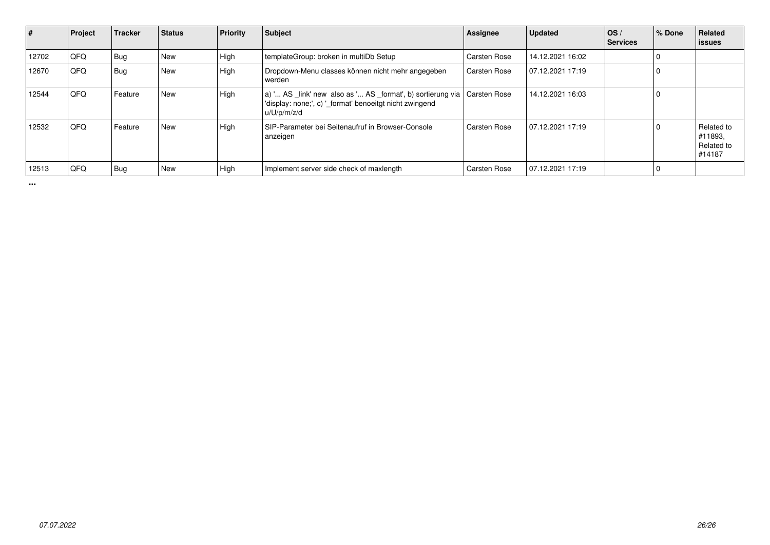| # | Project | Tracker | Status | Priority | Subject | Assignee | Updated | OS / Services | % Done | Related issues |
|---|---|---|---|---|---|---|---|---|---|---|
| 12702 | QFQ | Bug | New | High | templateGroup: broken in multiDb Setup | Carsten Rose | 14.12.2021 16:02 | | 0 | |
| 12670 | QFQ | Bug | New | High | Dropdown-Menu classes können nicht mehr angegeben werden | Carsten Rose | 07.12.2021 17:19 | | 0 | |
| 12544 | QFQ | Feature | New | High | a) '... AS _link' new also as '... AS _format', b) sortierung via 'display: none;', c) '_format' benoeitgt nicht zwingend u/U/p/m/z/d | Carsten Rose | 14.12.2021 16:03 | | 0 | |
| 12532 | QFQ | Feature | New | High | SIP-Parameter bei Seitenaufruf in Browser-Console anzeigen | Carsten Rose | 07.12.2021 17:19 | | 0 | Related to #11893, Related to #14187 |
| 12513 | QFQ | Bug | New | High | Implement server side check of maxlength | Carsten Rose | 07.12.2021 17:19 | | 0 | |

**...**